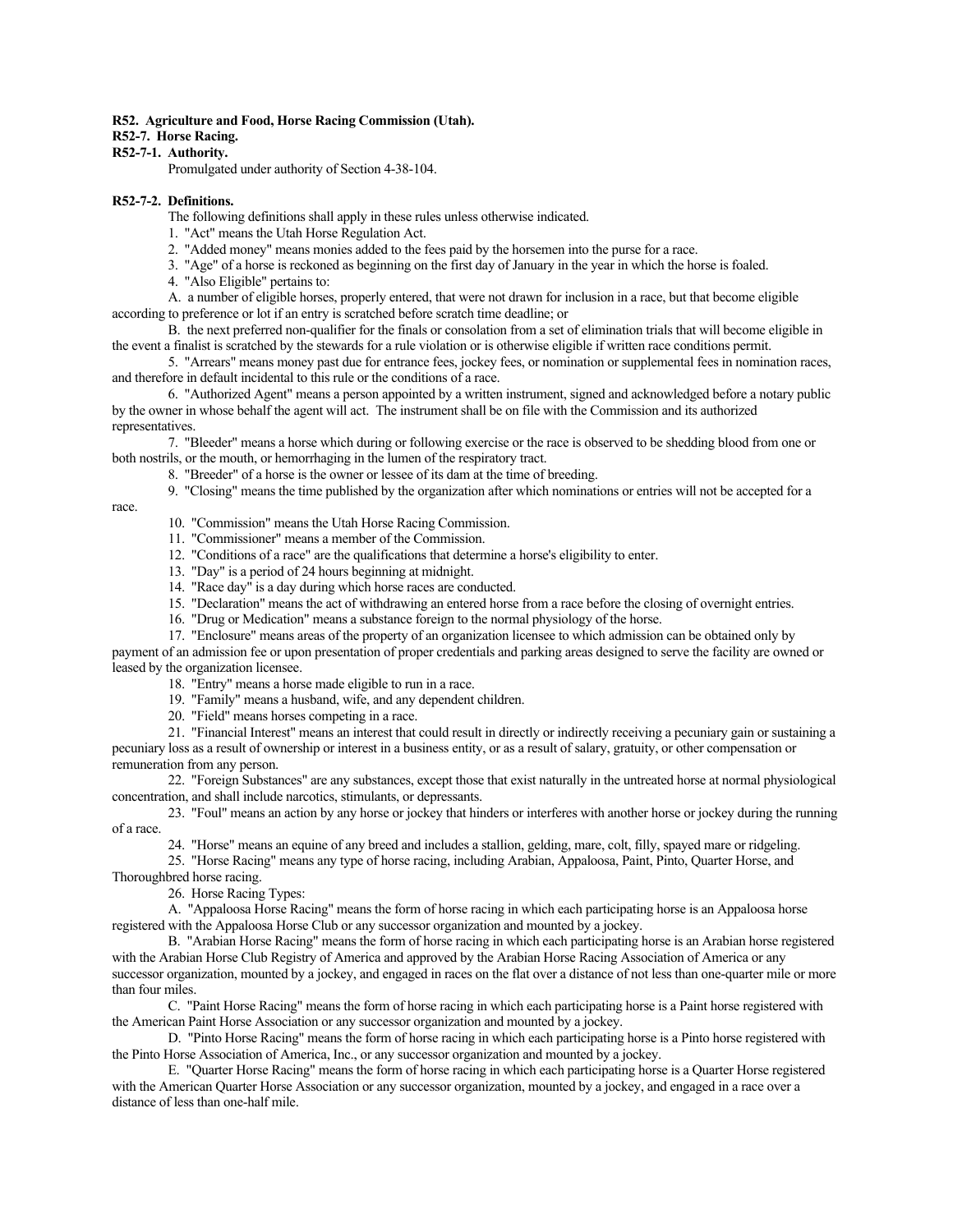**R52. Agriculture and Food, Horse Racing Commission (Utah).**

**R52-7. Horse Racing.**

**R52-7-1. Authority.**

Promulgated under authority of Section 4-38-104.

**R52-7-2. Definitions.**

The following definitions shall apply in these rules unless otherwise indicated.

1. "Act" means the Utah Horse Regulation Act.

2. "Added money" means monies added to the fees paid by the horsemen into the purse for a race.

3. "Age" of a horse is reckoned as beginning on the first day of January in the year in which the horse is foaled.

4. "Also Eligible" pertains to:

A. a number of eligible horses, properly entered, that were not drawn for inclusion in a race, but that become eligible according to preference or lot if an entry is scratched before scratch time deadline; or

B. the next preferred non-qualifier for the finals or consolation from a set of elimination trials that will become eligible in the event a finalist is scratched by the stewards for a rule violation or is otherwise eligible if written race conditions permit.

5. "Arrears" means money past due for entrance fees, jockey fees, or nomination or supplemental fees in nomination races, and therefore in default incidental to this rule or the conditions of a race.

6. "Authorized Agent" means a person appointed by a written instrument, signed and acknowledged before a notary public by the owner in whose behalf the agent will act. The instrument shall be on file with the Commission and its authorized representatives.

7. "Bleeder" means a horse which during or following exercise or the race is observed to be shedding blood from one or both nostrils, or the mouth, or hemorrhaging in the lumen of the respiratory tract.

8. "Breeder" of a horse is the owner or lessee of its dam at the time of breeding.

9. "Closing" means the time published by the organization after which nominations or entries will not be accepted for a race.

10. "Commission" means the Utah Horse Racing Commission.

11. "Commissioner" means a member of the Commission.

12. "Conditions of a race" are the qualifications that determine a horse's eligibility to enter.

13. "Day" is a period of 24 hours beginning at midnight.

14. "Race day" is a day during which horse races are conducted.

15. "Declaration" means the act of withdrawing an entered horse from a race before the closing of overnight entries.

16. "Drug or Medication" means a substance foreign to the normal physiology of the horse.

17. "Enclosure" means areas of the property of an organization licensee to which admission can be obtained only by payment of an admission fee or upon presentation of proper credentials and parking areas designed to serve the facility are owned or leased by the organization licensee.

18. "Entry" means a horse made eligible to run in a race.

19. "Family" means a husband, wife, and any dependent children.

20. "Field" means horses competing in a race.

21. "Financial Interest" means an interest that could result in directly or indirectly receiving a pecuniary gain or sustaining a pecuniary loss as a result of ownership or interest in a business entity, or as a result of salary, gratuity, or other compensation or remuneration from any person.

22. "Foreign Substances" are any substances, except those that exist naturally in the untreated horse at normal physiological concentration, and shall include narcotics, stimulants, or depressants.

23. "Foul" means an action by any horse or jockey that hinders or interferes with another horse or jockey during the running of a race.

24. "Horse" means an equine of any breed and includes a stallion, gelding, mare, colt, filly, spayed mare or ridgeling.

25. "Horse Racing" means any type of horse racing, including Arabian, Appaloosa, Paint, Pinto, Quarter Horse, and Thoroughbred horse racing.

26. Horse Racing Types:

A. "Appaloosa Horse Racing" means the form of horse racing in which each participating horse is an Appaloosa horse registered with the Appaloosa Horse Club or any successor organization and mounted by a jockey.

B. "Arabian Horse Racing" means the form of horse racing in which each participating horse is an Arabian horse registered with the Arabian Horse Club Registry of America and approved by the Arabian Horse Racing Association of America or any successor organization, mounted by a jockey, and engaged in races on the flat over a distance of not less than one-quarter mile or more than four miles.

C. "Paint Horse Racing" means the form of horse racing in which each participating horse is a Paint horse registered with the American Paint Horse Association or any successor organization and mounted by a jockey.

D. "Pinto Horse Racing" means the form of horse racing in which each participating horse is a Pinto horse registered with the Pinto Horse Association of America, Inc., or any successor organization and mounted by a jockey.

E. "Quarter Horse Racing" means the form of horse racing in which each participating horse is a Quarter Horse registered with the American Quarter Horse Association or any successor organization, mounted by a jockey, and engaged in a race over a distance of less than one-half mile.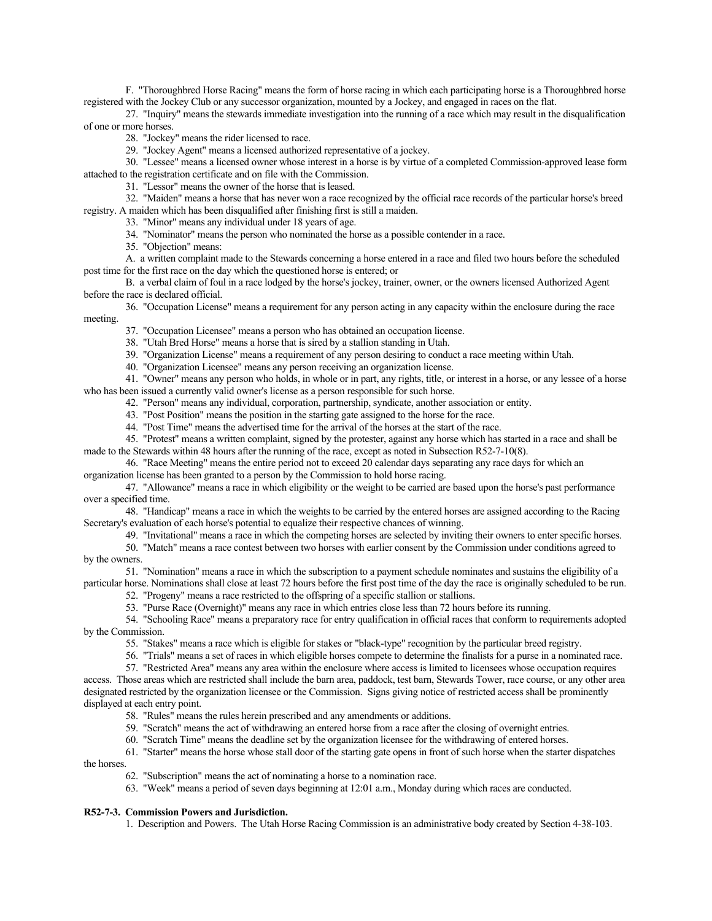F. "Thoroughbred Horse Racing" means the form of horse racing in which each participating horse is a Thoroughbred horse registered with the Jockey Club or any successor organization, mounted by a Jockey, and engaged in races on the flat.

27. "Inquiry" means the stewards immediate investigation into the running of a race which may result in the disqualification of one or more horses.

28. "Jockey" means the rider licensed to race.

29. "Jockey Agent" means a licensed authorized representative of a jockey.

30. "Lessee" means a licensed owner whose interest in a horse is by virtue of a completed Commission-approved lease form attached to the registration certificate and on file with the Commission.

31. "Lessor" means the owner of the horse that is leased.

32. "Maiden" means a horse that has never won a race recognized by the official race records of the particular horse's breed registry. A maiden which has been disqualified after finishing first is still a maiden.

33. "Minor" means any individual under 18 years of age.

34. "Nominator" means the person who nominated the horse as a possible contender in a race.

35. "Objection" means:

A. a written complaint made to the Stewards concerning a horse entered in a race and filed two hours before the scheduled post time for the first race on the day which the questioned horse is entered; or

B. a verbal claim of foul in a race lodged by the horse's jockey, trainer, owner, or the owners licensed Authorized Agent before the race is declared official.

36. "Occupation License" means a requirement for any person acting in any capacity within the enclosure during the race meeting.

37. "Occupation Licensee" means a person who has obtained an occupation license.

38. "Utah Bred Horse" means a horse that is sired by a stallion standing in Utah.

39. "Organization License" means a requirement of any person desiring to conduct a race meeting within Utah.

40. "Organization Licensee" means any person receiving an organization license.

41. "Owner" means any person who holds, in whole or in part, any rights, title, or interest in a horse, or any lessee of a horse who has been issued a currently valid owner's license as a person responsible for such horse.

42. "Person" means any individual, corporation, partnership, syndicate, another association or entity.

43. "Post Position" means the position in the starting gate assigned to the horse for the race.

44. "Post Time" means the advertised time for the arrival of the horses at the start of the race.

45. "Protest" means a written complaint, signed by the protester, against any horse which has started in a race and shall be made to the Stewards within 48 hours after the running of the race, except as noted in Subsection R52-7-10(8).

46. "Race Meeting" means the entire period not to exceed 20 calendar days separating any race days for which an organization license has been granted to a person by the Commission to hold horse racing.

47. "Allowance" means a race in which eligibility or the weight to be carried are based upon the horse's past performance over a specified time.

48. "Handicap" means a race in which the weights to be carried by the entered horses are assigned according to the Racing Secretary's evaluation of each horse's potential to equalize their respective chances of winning.

49. "Invitational" means a race in which the competing horses are selected by inviting their owners to enter specific horses.

50. "Match" means a race contest between two horses with earlier consent by the Commission under conditions agreed to by the owners.

51. "Nomination" means a race in which the subscription to a payment schedule nominates and sustains the eligibility of a particular horse. Nominations shall close at least 72 hours before the first post time of the day the race is originally scheduled to be run.

52. "Progeny" means a race restricted to the offspring of a specific stallion or stallions.

53. "Purse Race (Overnight)" means any race in which entries close less than 72 hours before its running.

54. "Schooling Race" means a preparatory race for entry qualification in official races that conform to requirements adopted by the Commission.

55. "Stakes" means a race which is eligible for stakes or "black-type" recognition by the particular breed registry.

56. "Trials" means a set of races in which eligible horses compete to determine the finalists for a purse in a nominated race.

57. "Restricted Area" means any area within the enclosure where access is limited to licensees whose occupation requires access. Those areas which are restricted shall include the barn area, paddock, test barn, Stewards Tower, race course, or any other area designated restricted by the organization licensee or the Commission. Signs giving notice of restricted access shall be prominently displayed at each entry point.

58. "Rules" means the rules herein prescribed and any amendments or additions.

59. "Scratch" means the act of withdrawing an entered horse from a race after the closing of overnight entries.

60. "Scratch Time" means the deadline set by the organization licensee for the withdrawing of entered horses.

61. "Starter" means the horse whose stall door of the starting gate opens in front of such horse when the starter dispatches the horses.

62. "Subscription" means the act of nominating a horse to a nomination race.

63. "Week" means a period of seven days beginning at 12:01 a.m., Monday during which races are conducted.

**R52-7-3. Commission Powers and Jurisdiction.**

1. Description and Powers. The Utah Horse Racing Commission is an administrative body created by Section 4-38-103.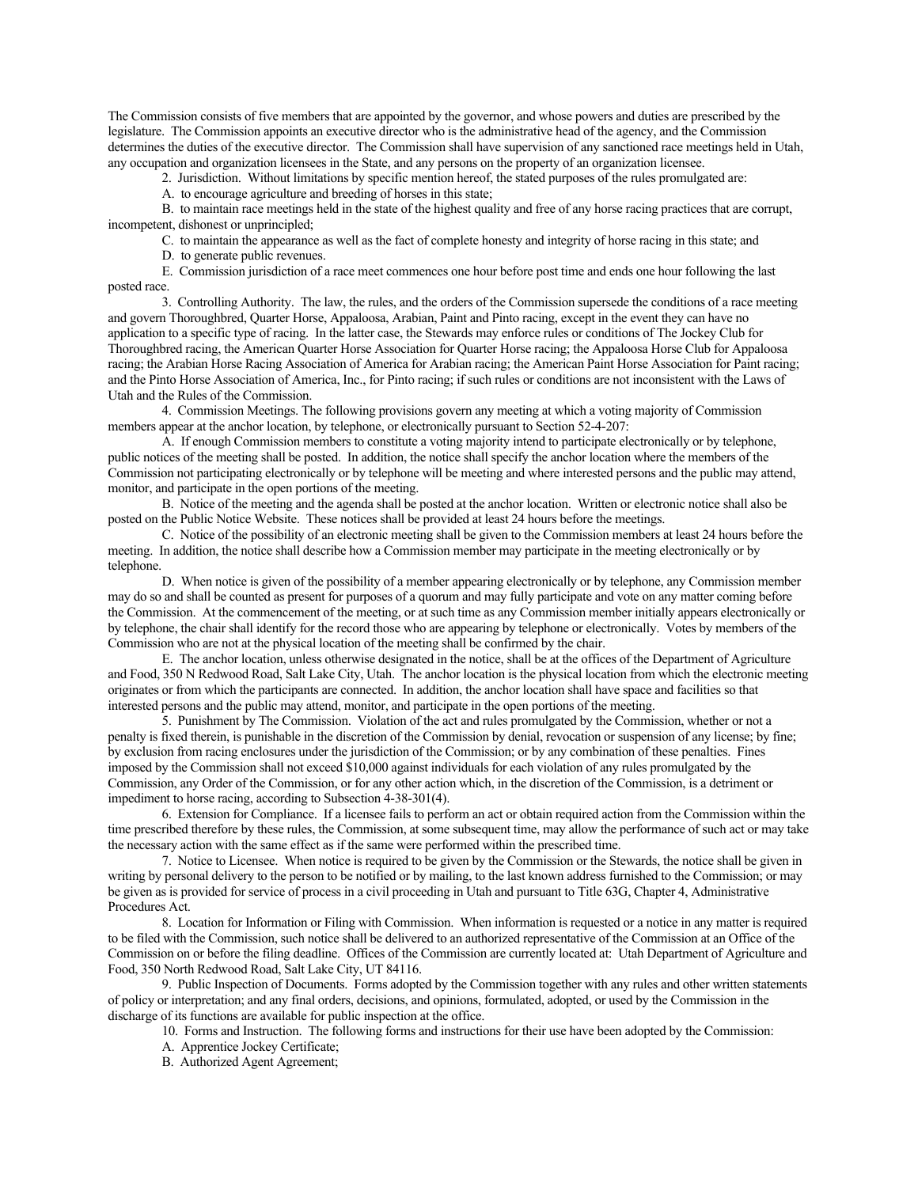The Commission consists of five members that are appointed by the governor, and whose powers and duties are prescribed by the legislature. The Commission appoints an executive director who is the administrative head of the agency, and the Commission determines the duties of the executive director. The Commission shall have supervision of any sanctioned race meetings held in Utah, any occupation and organization licensees in the State, and any persons on the property of an organization licensee.

2. Jurisdiction. Without limitations by specific mention hereof, the stated purposes of the rules promulgated are:

A. to encourage agriculture and breeding of horses in this state;

B. to maintain race meetings held in the state of the highest quality and free of any horse racing practices that are corrupt, incompetent, dishonest or unprincipled;

C. to maintain the appearance as well as the fact of complete honesty and integrity of horse racing in this state; and

D. to generate public revenues.

E. Commission jurisdiction of a race meet commences one hour before post time and ends one hour following the last posted race.

3. Controlling Authority. The law, the rules, and the orders of the Commission supersede the conditions of a race meeting and govern Thoroughbred, Quarter Horse, Appaloosa, Arabian, Paint and Pinto racing, except in the event they can have no application to a specific type of racing. In the latter case, the Stewards may enforce rules or conditions of The Jockey Club for Thoroughbred racing, the American Quarter Horse Association for Quarter Horse racing; the Appaloosa Horse Club for Appaloosa racing; the Arabian Horse Racing Association of America for Arabian racing; the American Paint Horse Association for Paint racing; and the Pinto Horse Association of America, Inc., for Pinto racing; if such rules or conditions are not inconsistent with the Laws of Utah and the Rules of the Commission.

4. Commission Meetings. The following provisions govern any meeting at which a voting majority of Commission members appear at the anchor location, by telephone, or electronically pursuant to Section 52-4-207:

A. If enough Commission members to constitute a voting majority intend to participate electronically or by telephone, public notices of the meeting shall be posted. In addition, the notice shall specify the anchor location where the members of the Commission not participating electronically or by telephone will be meeting and where interested persons and the public may attend, monitor, and participate in the open portions of the meeting.

B. Notice of the meeting and the agenda shall be posted at the anchor location. Written or electronic notice shall also be posted on the Public Notice Website. These notices shall be provided at least 24 hours before the meetings.

C. Notice of the possibility of an electronic meeting shall be given to the Commission members at least 24 hours before the meeting. In addition, the notice shall describe how a Commission member may participate in the meeting electronically or by telephone.

D. When notice is given of the possibility of a member appearing electronically or by telephone, any Commission member may do so and shall be counted as present for purposes of a quorum and may fully participate and vote on any matter coming before the Commission. At the commencement of the meeting, or at such time as any Commission member initially appears electronically or by telephone, the chair shall identify for the record those who are appearing by telephone or electronically. Votes by members of the Commission who are not at the physical location of the meeting shall be confirmed by the chair.

E. The anchor location, unless otherwise designated in the notice, shall be at the offices of the Department of Agriculture and Food, 350 N Redwood Road, Salt Lake City, Utah. The anchor location is the physical location from which the electronic meeting originates or from which the participants are connected. In addition, the anchor location shall have space and facilities so that interested persons and the public may attend, monitor, and participate in the open portions of the meeting.

5. Punishment by The Commission. Violation of the act and rules promulgated by the Commission, whether or not a penalty is fixed therein, is punishable in the discretion of the Commission by denial, revocation or suspension of any license; by fine; by exclusion from racing enclosures under the jurisdiction of the Commission; or by any combination of these penalties. Fines imposed by the Commission shall not exceed $10,000 against individuals for each violation of any rules promulgated by the Commission, any Order of the Commission, or for any other action which, in the discretion of the Commission, is a detriment or impediment to horse racing, according to Subsection 4-38-301(4).

6. Extension for Compliance. If a licensee fails to perform an act or obtain required action from the Commission within the time prescribed therefore by these rules, the Commission, at some subsequent time, may allow the performance of such act or may take the necessary action with the same effect as if the same were performed within the prescribed time.

7. Notice to Licensee. When notice is required to be given by the Commission or the Stewards, the notice shall be given in writing by personal delivery to the person to be notified or by mailing, to the last known address furnished to the Commission; or may be given as is provided for service of process in a civil proceeding in Utah and pursuant to Title 63G, Chapter 4, Administrative Procedures Act.

8. Location for Information or Filing with Commission. When information is requested or a notice in any matter is required to be filed with the Commission, such notice shall be delivered to an authorized representative of the Commission at an Office of the Commission on or before the filing deadline. Offices of the Commission are currently located at: Utah Department of Agriculture and Food, 350 North Redwood Road, Salt Lake City, UT 84116.

9. Public Inspection of Documents. Forms adopted by the Commission together with any rules and other written statements of policy or interpretation; and any final orders, decisions, and opinions, formulated, adopted, or used by the Commission in the discharge of its functions are available for public inspection at the office.

10. Forms and Instruction. The following forms and instructions for their use have been adopted by the Commission:

A. Apprentice Jockey Certificate;

B. Authorized Agent Agreement;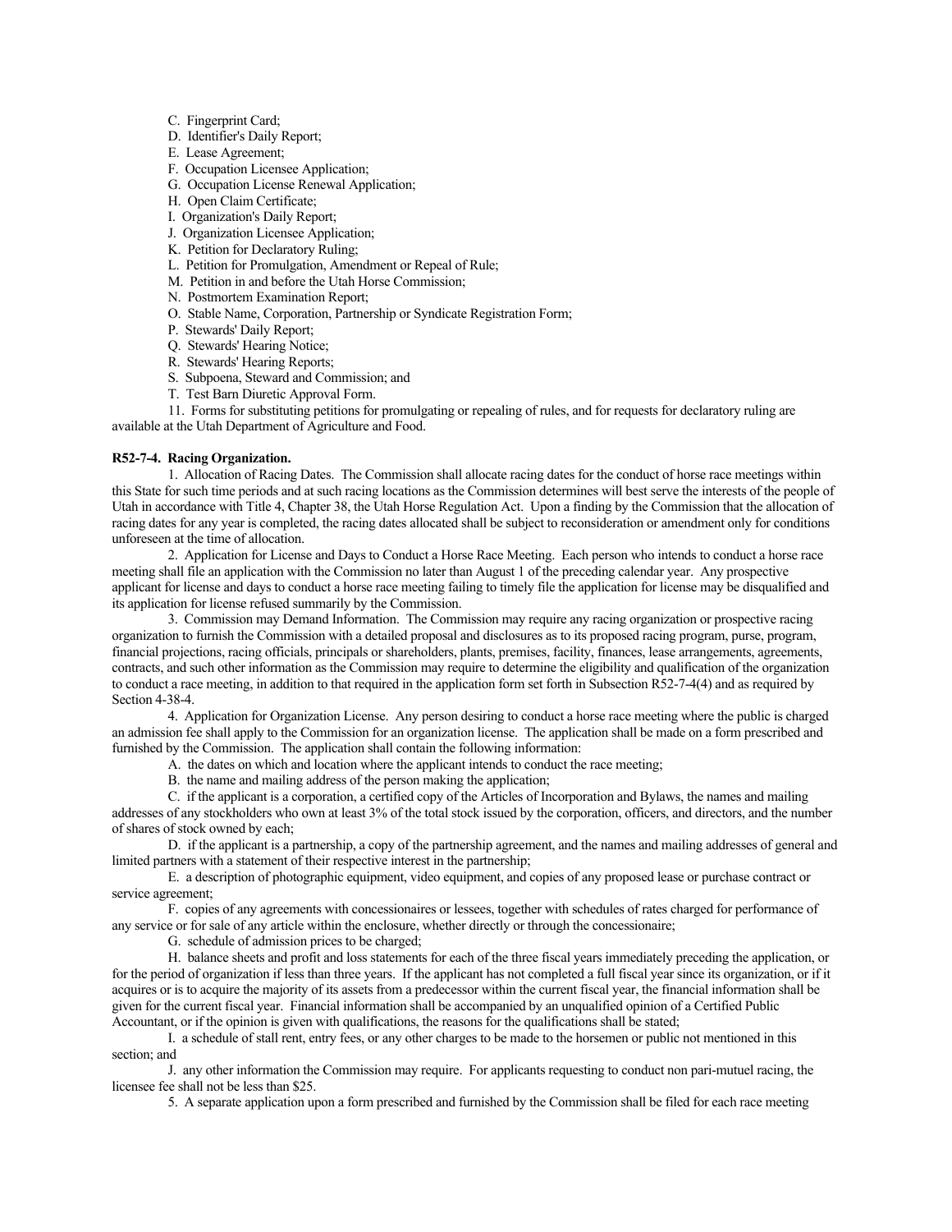C. Fingerprint Card;

D. Identifier's Daily Report;

E. Lease Agreement;

F. Occupation Licensee Application;

G. Occupation License Renewal Application;

H. Open Claim Certificate;

I. Organization's Daily Report;

J. Organization Licensee Application;

K. Petition for Declaratory Ruling;

L. Petition for Promulgation, Amendment or Repeal of Rule;

M. Petition in and before the Utah Horse Commission;

N. Postmortem Examination Report;

O. Stable Name, Corporation, Partnership or Syndicate Registration Form;

P. Stewards' Daily Report;

Q. Stewards' Hearing Notice;

R. Stewards' Hearing Reports;

S. Subpoena, Steward and Commission; and

T. Test Barn Diuretic Approval Form.

11. Forms for substituting petitions for promulgating or repealing of rules, and for requests for declaratory ruling are available at the Utah Department of Agriculture and Food.

**R52-7-4. Racing Organization.**

1. Allocation of Racing Dates. The Commission shall allocate racing dates for the conduct of horse race meetings within this State for such time periods and at such racing locations as the Commission determines will best serve the interests of the people of Utah in accordance with Title 4, Chapter 38, the Utah Horse Regulation Act. Upon a finding by the Commission that the allocation of racing dates for any year is completed, the racing dates allocated shall be subject to reconsideration or amendment only for conditions unforeseen at the time of allocation.

2. Application for License and Days to Conduct a Horse Race Meeting. Each person who intends to conduct a horse race meeting shall file an application with the Commission no later than August 1 of the preceding calendar year. Any prospective applicant for license and days to conduct a horse race meeting failing to timely file the application for license may be disqualified and its application for license refused summarily by the Commission.

3. Commission may Demand Information. The Commission may require any racing organization or prospective racing organization to furnish the Commission with a detailed proposal and disclosures as to its proposed racing program, purse, program, financial projections, racing officials, principals or shareholders, plants, premises, facility, finances, lease arrangements, agreements, contracts, and such other information as the Commission may require to determine the eligibility and qualification of the organization to conduct a race meeting, in addition to that required in the application form set forth in Subsection R52-7-4(4) and as required by Section 4-38-4.

4. Application for Organization License. Any person desiring to conduct a horse race meeting where the public is charged an admission fee shall apply to the Commission for an organization license. The application shall be made on a form prescribed and furnished by the Commission. The application shall contain the following information:

A. the dates on which and location where the applicant intends to conduct the race meeting;

B. the name and mailing address of the person making the application;

C. if the applicant is a corporation, a certified copy of the Articles of Incorporation and Bylaws, the names and mailing addresses of any stockholders who own at least 3% of the total stock issued by the corporation, officers, and directors, and the number of shares of stock owned by each;

D. if the applicant is a partnership, a copy of the partnership agreement, and the names and mailing addresses of general and limited partners with a statement of their respective interest in the partnership;

E. a description of photographic equipment, video equipment, and copies of any proposed lease or purchase contract or service agreement;

F. copies of any agreements with concessionaires or lessees, together with schedules of rates charged for performance of any service or for sale of any article within the enclosure, whether directly or through the concessionaire;

G. schedule of admission prices to be charged;

H. balance sheets and profit and loss statements for each of the three fiscal years immediately preceding the application, or for the period of organization if less than three years. If the applicant has not completed a full fiscal year since its organization, or if it acquires or is to acquire the majority of its assets from a predecessor within the current fiscal year, the financial information shall be given for the current fiscal year. Financial information shall be accompanied by an unqualified opinion of a Certified Public Accountant, or if the opinion is given with qualifications, the reasons for the qualifications shall be stated;

I. a schedule of stall rent, entry fees, or any other charges to be made to the horsemen or public not mentioned in this section; and

J. any other information the Commission may require. For applicants requesting to conduct non pari-mutuel racing, the licensee fee shall not be less than $25.

5. A separate application upon a form prescribed and furnished by the Commission shall be filed for each race meeting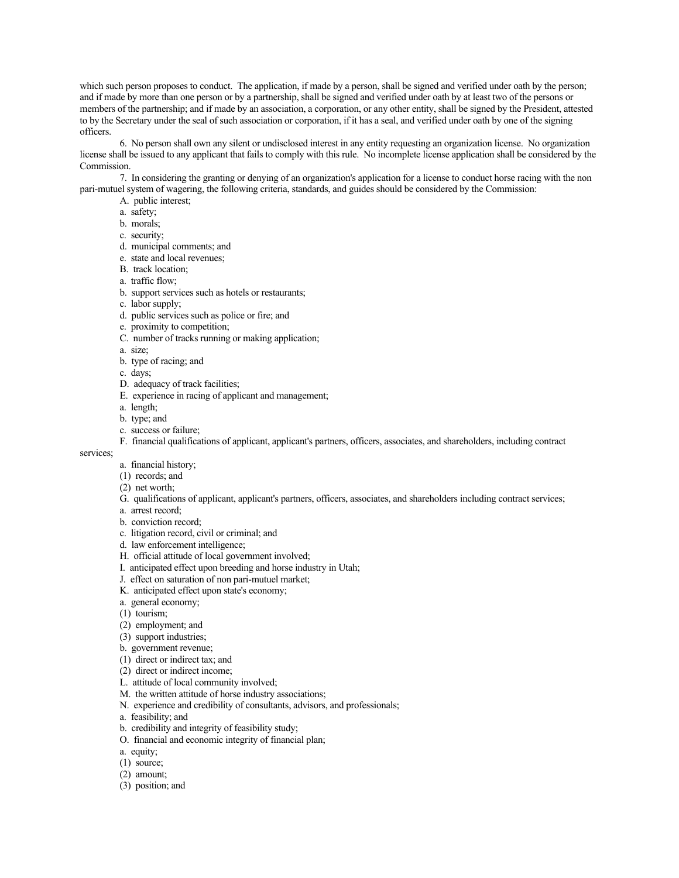which such person proposes to conduct. The application, if made by a person, shall be signed and verified under oath by the person; and if made by more than one person or by a partnership, shall be signed and verified under oath by at least two of the persons or members of the partnership; and if made by an association, a corporation, or any other entity, shall be signed by the President, attested to by the Secretary under the seal of such association or corporation, if it has a seal, and verified under oath by one of the signing officers.

6. No person shall own any silent or undisclosed interest in any entity requesting an organization license. No organization license shall be issued to any applicant that fails to comply with this rule. No incomplete license application shall be considered by the Commission.

7. In considering the granting or denying of an organization's application for a license to conduct horse racing with the non pari-mutuel system of wagering, the following criteria, standards, and guides should be considered by the Commission:

A. public interest;
a. safety;
b. morals;
c. security;
d. municipal comments; and
e. state and local revenues;
B. track location;
a. traffic flow;
b. support services such as hotels or restaurants;
c. labor supply;
d. public services such as police or fire; and
e. proximity to competition;
C. number of tracks running or making application;
a. size;
b. type of racing; and
c. days;
D. adequacy of track facilities;
E. experience in racing of applicant and management;
a. length;
b. type; and
c. success or failure;
F. financial qualifications of applicant, applicant's partners, officers, associates, and shareholders, including contract services;
a. financial history;
(1) records; and
(2) net worth;
G. qualifications of applicant, applicant's partners, officers, associates, and shareholders including contract services;
a. arrest record;
b. conviction record;
c. litigation record, civil or criminal; and
d. law enforcement intelligence;
H. official attitude of local government involved;
I. anticipated effect upon breeding and horse industry in Utah;
J. effect on saturation of non pari-mutuel market;
K. anticipated effect upon state's economy;
a. general economy;
(1) tourism;
(2) employment; and
(3) support industries;
b. government revenue;
(1) direct or indirect tax; and
(2) direct or indirect income;
L. attitude of local community involved;
M. the written attitude of horse industry associations;
N. experience and credibility of consultants, advisors, and professionals;
a. feasibility; and
b. credibility and integrity of feasibility study;
O. financial and economic integrity of financial plan;
a. equity;
(1) source;
(2) amount;
(3) position; and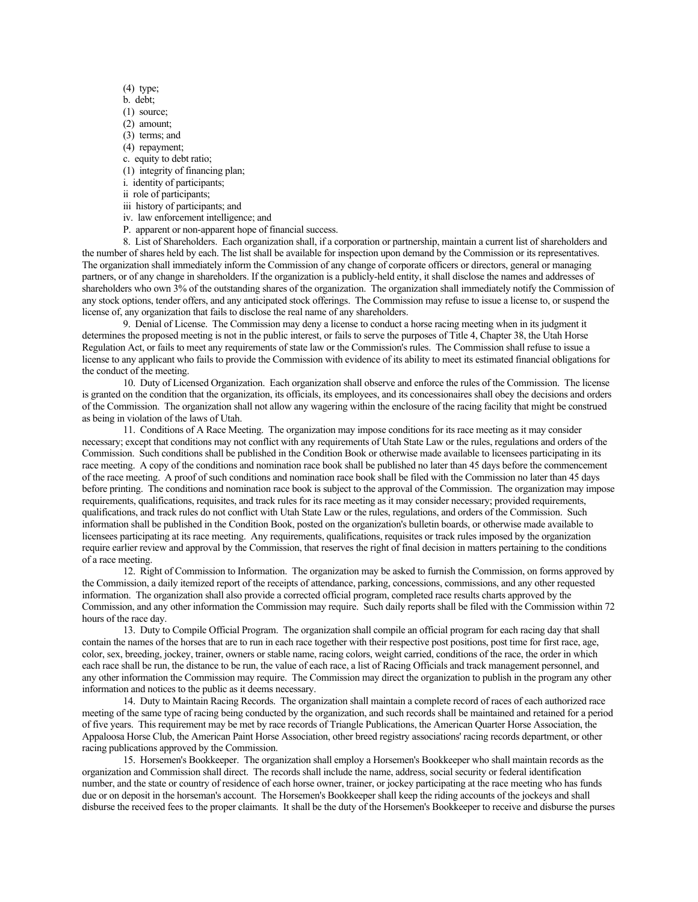(4) type;

b. debt;

(1) source;

(2) amount;

(3) terms; and

(4) repayment;

c. equity to debt ratio;

(1) integrity of financing plan;

i. identity of participants;

ii role of participants;

iii history of participants; and

iv. law enforcement intelligence; and

P. apparent or non-apparent hope of financial success.

8. List of Shareholders. Each organization shall, if a corporation or partnership, maintain a current list of shareholders and the number of shares held by each. The list shall be available for inspection upon demand by the Commission or its representatives. The organization shall immediately inform the Commission of any change of corporate officers or directors, general or managing partners, or of any change in shareholders. If the organization is a publicly-held entity, it shall disclose the names and addresses of shareholders who own 3% of the outstanding shares of the organization. The organization shall immediately notify the Commission of any stock options, tender offers, and any anticipated stock offerings. The Commission may refuse to issue a license to, or suspend the license of, any organization that fails to disclose the real name of any shareholders.

9. Denial of License. The Commission may deny a license to conduct a horse racing meeting when in its judgment it determines the proposed meeting is not in the public interest, or fails to serve the purposes of Title 4, Chapter 38, the Utah Horse Regulation Act, or fails to meet any requirements of state law or the Commission's rules. The Commission shall refuse to issue a license to any applicant who fails to provide the Commission with evidence of its ability to meet its estimated financial obligations for the conduct of the meeting.

10. Duty of Licensed Organization. Each organization shall observe and enforce the rules of the Commission. The license is granted on the condition that the organization, its officials, its employees, and its concessionaires shall obey the decisions and orders of the Commission. The organization shall not allow any wagering within the enclosure of the racing facility that might be construed as being in violation of the laws of Utah.

11. Conditions of A Race Meeting. The organization may impose conditions for its race meeting as it may consider necessary; except that conditions may not conflict with any requirements of Utah State Law or the rules, regulations and orders of the Commission. Such conditions shall be published in the Condition Book or otherwise made available to licensees participating in its race meeting. A copy of the conditions and nomination race book shall be published no later than 45 days before the commencement of the race meeting. A proof of such conditions and nomination race book shall be filed with the Commission no later than 45 days before printing. The conditions and nomination race book is subject to the approval of the Commission. The organization may impose requirements, qualifications, requisites, and track rules for its race meeting as it may consider necessary; provided requirements, qualifications, and track rules do not conflict with Utah State Law or the rules, regulations, and orders of the Commission. Such information shall be published in the Condition Book, posted on the organization's bulletin boards, or otherwise made available to licensees participating at its race meeting. Any requirements, qualifications, requisites or track rules imposed by the organization require earlier review and approval by the Commission, that reserves the right of final decision in matters pertaining to the conditions of a race meeting.

12. Right of Commission to Information. The organization may be asked to furnish the Commission, on forms approved by the Commission, a daily itemized report of the receipts of attendance, parking, concessions, commissions, and any other requested information. The organization shall also provide a corrected official program, completed race results charts approved by the Commission, and any other information the Commission may require. Such daily reports shall be filed with the Commission within 72 hours of the race day.

13. Duty to Compile Official Program. The organization shall compile an official program for each racing day that shall contain the names of the horses that are to run in each race together with their respective post positions, post time for first race, age, color, sex, breeding, jockey, trainer, owners or stable name, racing colors, weight carried, conditions of the race, the order in which each race shall be run, the distance to be run, the value of each race, a list of Racing Officials and track management personnel, and any other information the Commission may require. The Commission may direct the organization to publish in the program any other information and notices to the public as it deems necessary.

14. Duty to Maintain Racing Records. The organization shall maintain a complete record of races of each authorized race meeting of the same type of racing being conducted by the organization, and such records shall be maintained and retained for a period of five years. This requirement may be met by race records of Triangle Publications, the American Quarter Horse Association, the Appaloosa Horse Club, the American Paint Horse Association, other breed registry associations' racing records department, or other racing publications approved by the Commission.

15. Horsemen's Bookkeeper. The organization shall employ a Horsemen's Bookkeeper who shall maintain records as the organization and Commission shall direct. The records shall include the name, address, social security or federal identification number, and the state or country of residence of each horse owner, trainer, or jockey participating at the race meeting who has funds due or on deposit in the horseman's account. The Horsemen's Bookkeeper shall keep the riding accounts of the jockeys and shall disburse the received fees to the proper claimants. It shall be the duty of the Horsemen's Bookkeeper to receive and disburse the purses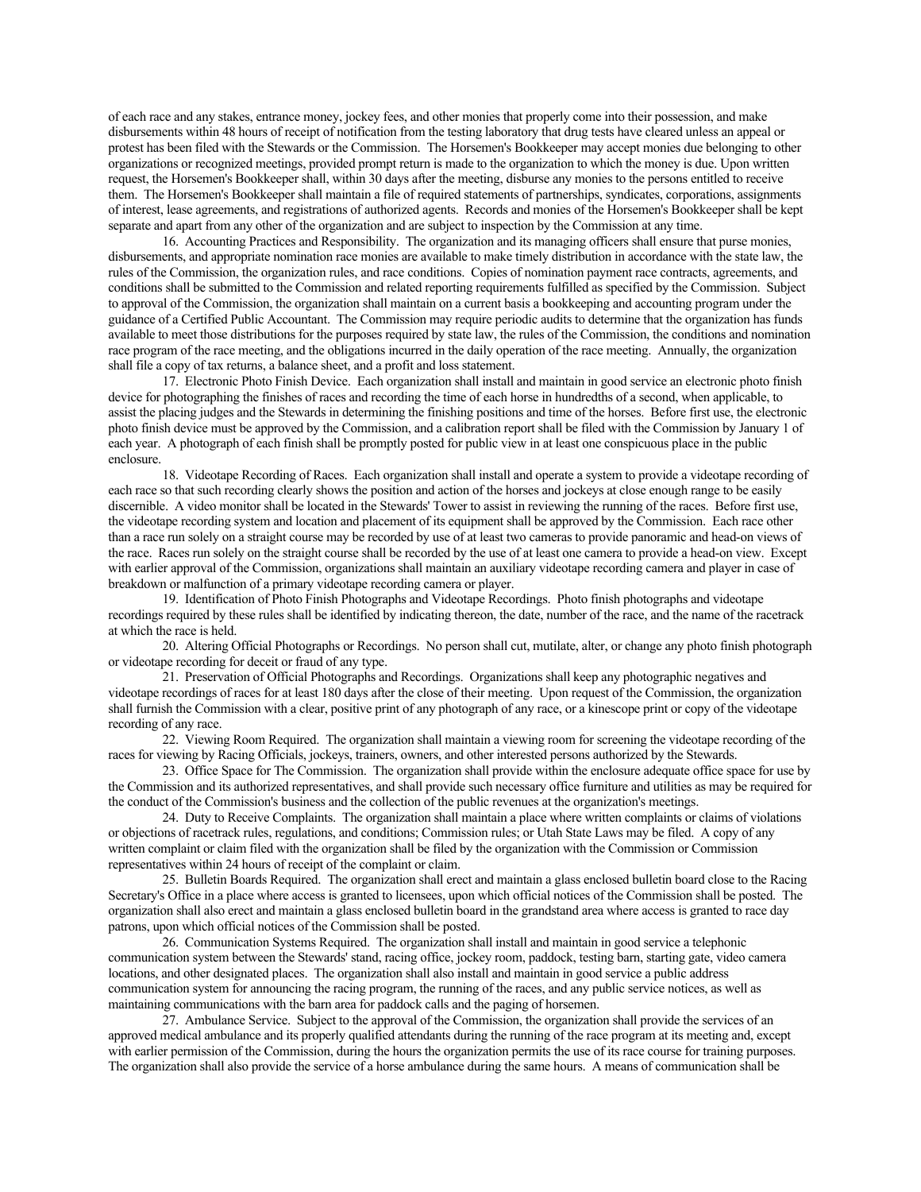of each race and any stakes, entrance money, jockey fees, and other monies that properly come into their possession, and make disbursements within 48 hours of receipt of notification from the testing laboratory that drug tests have cleared unless an appeal or protest has been filed with the Stewards or the Commission. The Horsemen's Bookkeeper may accept monies due belonging to other organizations or recognized meetings, provided prompt return is made to the organization to which the money is due. Upon written request, the Horsemen's Bookkeeper shall, within 30 days after the meeting, disburse any monies to the persons entitled to receive them. The Horsemen's Bookkeeper shall maintain a file of required statements of partnerships, syndicates, corporations, assignments of interest, lease agreements, and registrations of authorized agents. Records and monies of the Horsemen's Bookkeeper shall be kept separate and apart from any other of the organization and are subject to inspection by the Commission at any time.

16. Accounting Practices and Responsibility. The organization and its managing officers shall ensure that purse monies, disbursements, and appropriate nomination race monies are available to make timely distribution in accordance with the state law, the rules of the Commission, the organization rules, and race conditions. Copies of nomination payment race contracts, agreements, and conditions shall be submitted to the Commission and related reporting requirements fulfilled as specified by the Commission. Subject to approval of the Commission, the organization shall maintain on a current basis a bookkeeping and accounting program under the guidance of a Certified Public Accountant. The Commission may require periodic audits to determine that the organization has funds available to meet those distributions for the purposes required by state law, the rules of the Commission, the conditions and nomination race program of the race meeting, and the obligations incurred in the daily operation of the race meeting. Annually, the organization shall file a copy of tax returns, a balance sheet, and a profit and loss statement.

17. Electronic Photo Finish Device. Each organization shall install and maintain in good service an electronic photo finish device for photographing the finishes of races and recording the time of each horse in hundredths of a second, when applicable, to assist the placing judges and the Stewards in determining the finishing positions and time of the horses. Before first use, the electronic photo finish device must be approved by the Commission, and a calibration report shall be filed with the Commission by January 1 of each year. A photograph of each finish shall be promptly posted for public view in at least one conspicuous place in the public enclosure.

18. Videotape Recording of Races. Each organization shall install and operate a system to provide a videotape recording of each race so that such recording clearly shows the position and action of the horses and jockeys at close enough range to be easily discernible. A video monitor shall be located in the Stewards' Tower to assist in reviewing the running of the races. Before first use, the videotape recording system and location and placement of its equipment shall be approved by the Commission. Each race other than a race run solely on a straight course may be recorded by use of at least two cameras to provide panoramic and head-on views of the race. Races run solely on the straight course shall be recorded by the use of at least one camera to provide a head-on view. Except with earlier approval of the Commission, organizations shall maintain an auxiliary videotape recording camera and player in case of breakdown or malfunction of a primary videotape recording camera or player.

19. Identification of Photo Finish Photographs and Videotape Recordings. Photo finish photographs and videotape recordings required by these rules shall be identified by indicating thereon, the date, number of the race, and the name of the racetrack at which the race is held.

20. Altering Official Photographs or Recordings. No person shall cut, mutilate, alter, or change any photo finish photograph or videotape recording for deceit or fraud of any type.

21. Preservation of Official Photographs and Recordings. Organizations shall keep any photographic negatives and videotape recordings of races for at least 180 days after the close of their meeting. Upon request of the Commission, the organization shall furnish the Commission with a clear, positive print of any photograph of any race, or a kinescope print or copy of the videotape recording of any race.

22. Viewing Room Required. The organization shall maintain a viewing room for screening the videotape recording of the races for viewing by Racing Officials, jockeys, trainers, owners, and other interested persons authorized by the Stewards.

23. Office Space for The Commission. The organization shall provide within the enclosure adequate office space for use by the Commission and its authorized representatives, and shall provide such necessary office furniture and utilities as may be required for the conduct of the Commission's business and the collection of the public revenues at the organization's meetings.

24. Duty to Receive Complaints. The organization shall maintain a place where written complaints or claims of violations or objections of racetrack rules, regulations, and conditions; Commission rules; or Utah State Laws may be filed. A copy of any written complaint or claim filed with the organization shall be filed by the organization with the Commission or Commission representatives within 24 hours of receipt of the complaint or claim.

25. Bulletin Boards Required. The organization shall erect and maintain a glass enclosed bulletin board close to the Racing Secretary's Office in a place where access is granted to licensees, upon which official notices of the Commission shall be posted. The organization shall also erect and maintain a glass enclosed bulletin board in the grandstand area where access is granted to race day patrons, upon which official notices of the Commission shall be posted.

26. Communication Systems Required. The organization shall install and maintain in good service a telephonic communication system between the Stewards' stand, racing office, jockey room, paddock, testing barn, starting gate, video camera locations, and other designated places. The organization shall also install and maintain in good service a public address communication system for announcing the racing program, the running of the races, and any public service notices, as well as maintaining communications with the barn area for paddock calls and the paging of horsemen.

27. Ambulance Service. Subject to the approval of the Commission, the organization shall provide the services of an approved medical ambulance and its properly qualified attendants during the running of the race program at its meeting and, except with earlier permission of the Commission, during the hours the organization permits the use of its race course for training purposes. The organization shall also provide the service of a horse ambulance during the same hours. A means of communication shall be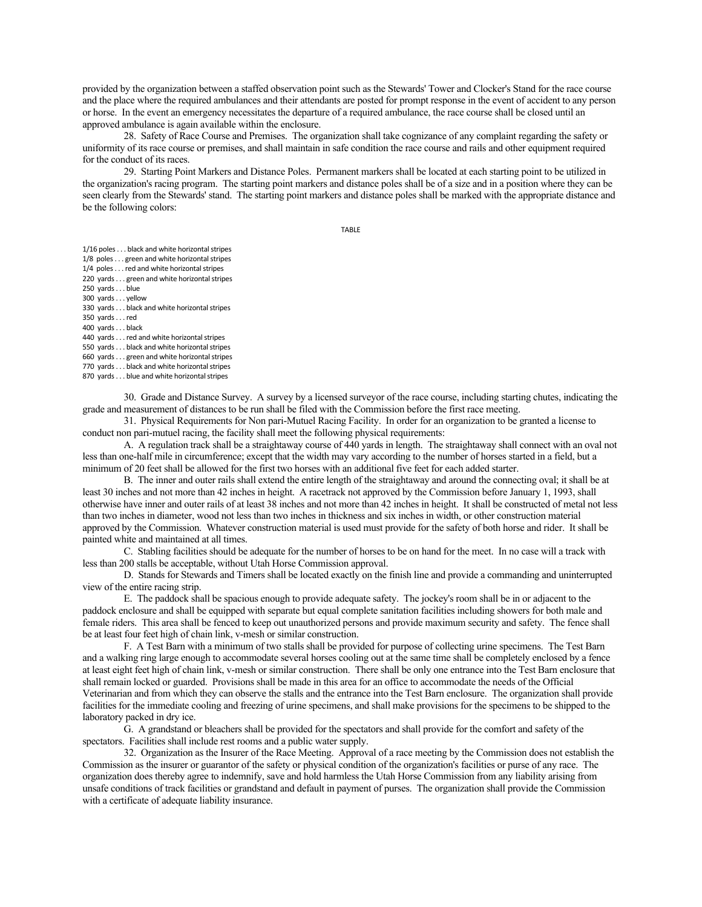provided by the organization between a staffed observation point such as the Stewards' Tower and Clocker's Stand for the race course and the place where the required ambulances and their attendants are posted for prompt response in the event of accident to any person or horse. In the event an emergency necessitates the departure of a required ambulance, the race course shall be closed until an approved ambulance is again available within the enclosure.

28. Safety of Race Course and Premises. The organization shall take cognizance of any complaint regarding the safety or uniformity of its race course or premises, and shall maintain in safe condition the race course and rails and other equipment required for the conduct of its races.

29. Starting Point Markers and Distance Poles. Permanent markers shall be located at each starting point to be utilized in the organization's racing program. The starting point markers and distance poles shall be of a size and in a position where they can be seen clearly from the Stewards' stand. The starting point markers and distance poles shall be marked with the appropriate distance and be the following colors:

TABLE

1/16 poles . . . black and white horizontal stripes
1/8 poles . . . green and white horizontal stripes
1/4 poles . . . red and white horizontal stripes
220 yards . . . green and white horizontal stripes
250 yards . . . blue
300 yards . . . yellow
330 yards . . . black and white horizontal stripes
350 yards . . . red
400 yards . . . black
440 yards . . . red and white horizontal stripes
550 yards . . . black and white horizontal stripes
660 yards . . . green and white horizontal stripes
770 yards . . . black and white horizontal stripes
870 yards . . . blue and white horizontal stripes

30. Grade and Distance Survey. A survey by a licensed surveyor of the race course, including starting chutes, indicating the grade and measurement of distances to be run shall be filed with the Commission before the first race meeting.

31. Physical Requirements for Non pari-Mutuel Racing Facility. In order for an organization to be granted a license to conduct non pari-mutuel racing, the facility shall meet the following physical requirements:

A. A regulation track shall be a straightaway course of 440 yards in length. The straightaway shall connect with an oval not less than one-half mile in circumference; except that the width may vary according to the number of horses started in a field, but a minimum of 20 feet shall be allowed for the first two horses with an additional five feet for each added starter.

B. The inner and outer rails shall extend the entire length of the straightaway and around the connecting oval; it shall be at least 30 inches and not more than 42 inches in height. A racetrack not approved by the Commission before January 1, 1993, shall otherwise have inner and outer rails of at least 38 inches and not more than 42 inches in height. It shall be constructed of metal not less than two inches in diameter, wood not less than two inches in thickness and six inches in width, or other construction material approved by the Commission. Whatever construction material is used must provide for the safety of both horse and rider. It shall be painted white and maintained at all times.

C. Stabling facilities should be adequate for the number of horses to be on hand for the meet. In no case will a track with less than 200 stalls be acceptable, without Utah Horse Commission approval.

D. Stands for Stewards and Timers shall be located exactly on the finish line and provide a commanding and uninterrupted view of the entire racing strip.

E. The paddock shall be spacious enough to provide adequate safety. The jockey's room shall be in or adjacent to the paddock enclosure and shall be equipped with separate but equal complete sanitation facilities including showers for both male and female riders. This area shall be fenced to keep out unauthorized persons and provide maximum security and safety. The fence shall be at least four feet high of chain link, v-mesh or similar construction.

F. A Test Barn with a minimum of two stalls shall be provided for purpose of collecting urine specimens. The Test Barn and a walking ring large enough to accommodate several horses cooling out at the same time shall be completely enclosed by a fence at least eight feet high of chain link, v-mesh or similar construction. There shall be only one entrance into the Test Barn enclosure that shall remain locked or guarded. Provisions shall be made in this area for an office to accommodate the needs of the Official Veterinarian and from which they can observe the stalls and the entrance into the Test Barn enclosure. The organization shall provide facilities for the immediate cooling and freezing of urine specimens, and shall make provisions for the specimens to be shipped to the laboratory packed in dry ice.

G. A grandstand or bleachers shall be provided for the spectators and shall provide for the comfort and safety of the spectators. Facilities shall include rest rooms and a public water supply.

32. Organization as the Insurer of the Race Meeting. Approval of a race meeting by the Commission does not establish the Commission as the insurer or guarantor of the safety or physical condition of the organization's facilities or purse of any race. The organization does thereby agree to indemnify, save and hold harmless the Utah Horse Commission from any liability arising from unsafe conditions of track facilities or grandstand and default in payment of purses. The organization shall provide the Commission with a certificate of adequate liability insurance.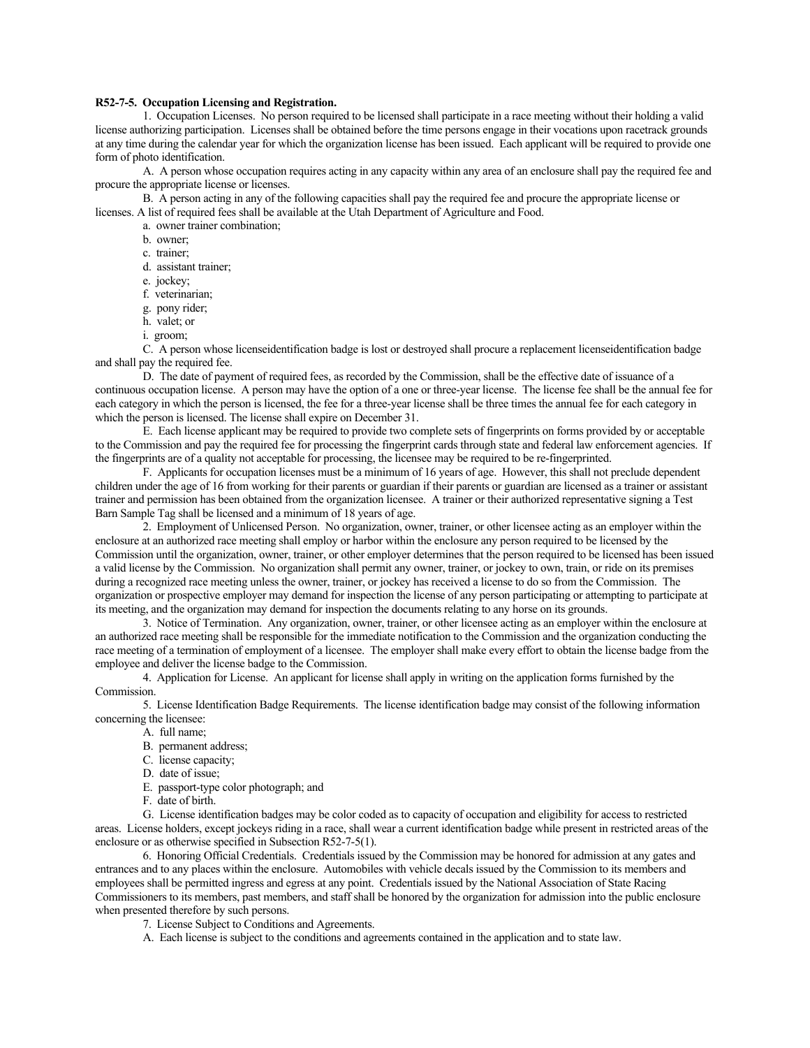**R52-7-5. Occupation Licensing and Registration.**

1. Occupation Licenses. No person required to be licensed shall participate in a race meeting without their holding a valid license authorizing participation. Licenses shall be obtained before the time persons engage in their vocations upon racetrack grounds at any time during the calendar year for which the organization license has been issued. Each applicant will be required to provide one form of photo identification.

A. A person whose occupation requires acting in any capacity within any area of an enclosure shall pay the required fee and procure the appropriate license or licenses.

B. A person acting in any of the following capacities shall pay the required fee and procure the appropriate license or licenses. A list of required fees shall be available at the Utah Department of Agriculture and Food.

a. owner trainer combination;
b. owner;
c. trainer;
d. assistant trainer;
e. jockey;
f. veterinarian;
g. pony rider;
h. valet; or
i. groom;

C. A person whose licenseidentification badge is lost or destroyed shall procure a replacement licenseidentification badge and shall pay the required fee.

D. The date of payment of required fees, as recorded by the Commission, shall be the effective date of issuance of a continuous occupation license. A person may have the option of a one or three-year license. The license fee shall be the annual fee for each category in which the person is licensed, the fee for a three-year license shall be three times the annual fee for each category in which the person is licensed. The license shall expire on December 31.

E. Each license applicant may be required to provide two complete sets of fingerprints on forms provided by or acceptable to the Commission and pay the required fee for processing the fingerprint cards through state and federal law enforcement agencies. If the fingerprints are of a quality not acceptable for processing, the licensee may be required to be re-fingerprinted.

F. Applicants for occupation licenses must be a minimum of 16 years of age. However, this shall not preclude dependent children under the age of 16 from working for their parents or guardian if their parents or guardian are licensed as a trainer or assistant trainer and permission has been obtained from the organization licensee. A trainer or their authorized representative signing a Test Barn Sample Tag shall be licensed and a minimum of 18 years of age.

2. Employment of Unlicensed Person. No organization, owner, trainer, or other licensee acting as an employer within the enclosure at an authorized race meeting shall employ or harbor within the enclosure any person required to be licensed by the Commission until the organization, owner, trainer, or other employer determines that the person required to be licensed has been issued a valid license by the Commission. No organization shall permit any owner, trainer, or jockey to own, train, or ride on its premises during a recognized race meeting unless the owner, trainer, or jockey has received a license to do so from the Commission. The organization or prospective employer may demand for inspection the license of any person participating or attempting to participate at its meeting, and the organization may demand for inspection the documents relating to any horse on its grounds.

3. Notice of Termination. Any organization, owner, trainer, or other licensee acting as an employer within the enclosure at an authorized race meeting shall be responsible for the immediate notification to the Commission and the organization conducting the race meeting of a termination of employment of a licensee. The employer shall make every effort to obtain the license badge from the employee and deliver the license badge to the Commission.

4. Application for License. An applicant for license shall apply in writing on the application forms furnished by the Commission.

5. License Identification Badge Requirements. The license identification badge may consist of the following information concerning the licensee:

A. full name;
B. permanent address;
C. license capacity;
D. date of issue;
E. passport-type color photograph; and
F. date of birth.
G. License identification badges may be color coded as to capacity of occupation and eligibility for access to restricted areas. License holders, except jockeys riding in a race, shall wear a current identification badge while present in restricted areas of the enclosure or as otherwise specified in Subsection R52-7-5(1).

6. Honoring Official Credentials. Credentials issued by the Commission may be honored for admission at any gates and entrances and to any places within the enclosure. Automobiles with vehicle decals issued by the Commission to its members and employees shall be permitted ingress and egress at any point. Credentials issued by the National Association of State Racing Commissioners to its members, past members, and staff shall be honored by the organization for admission into the public enclosure when presented therefore by such persons.

7. License Subject to Conditions and Agreements.

A. Each license is subject to the conditions and agreements contained in the application and to state law.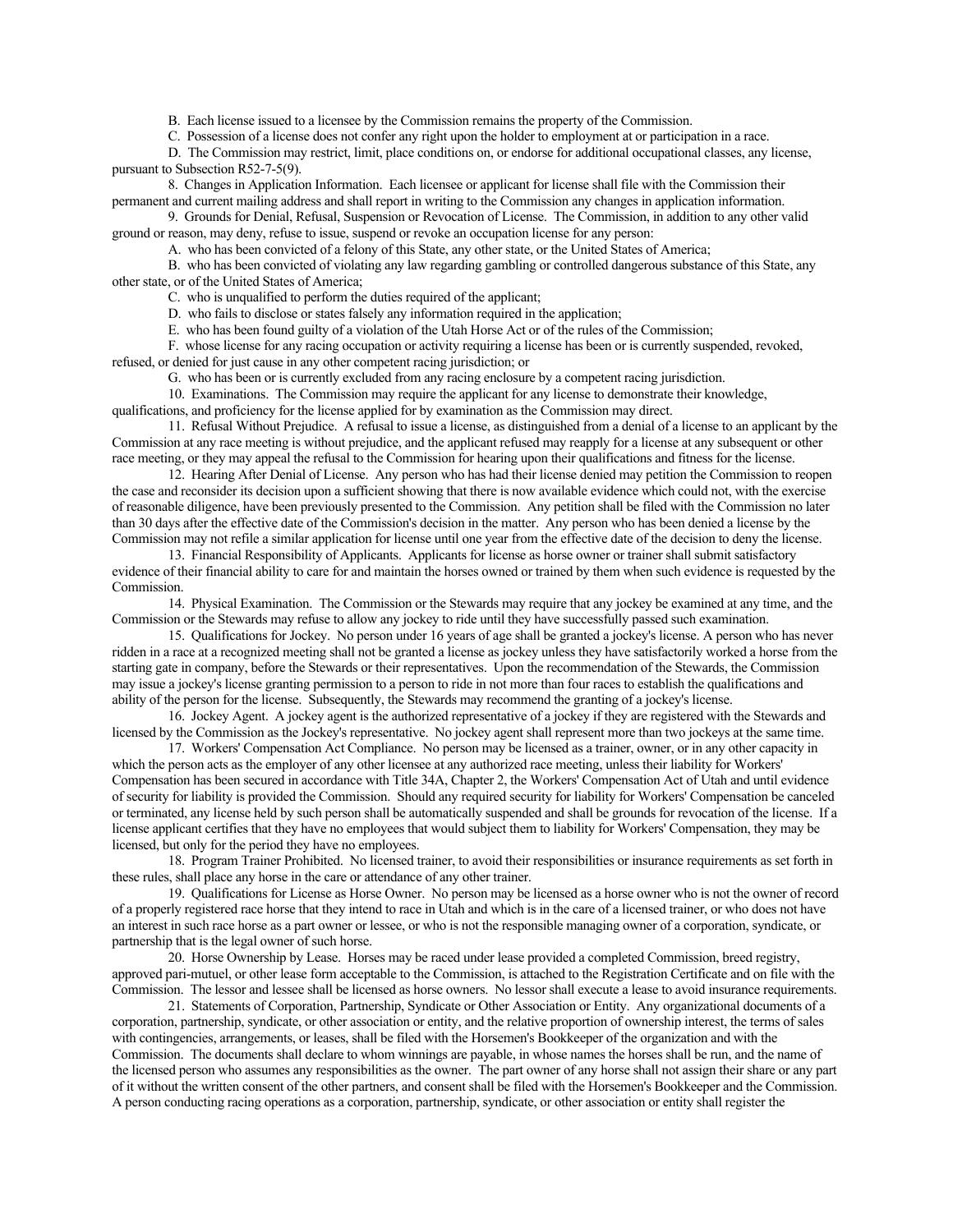B. Each license issued to a licensee by the Commission remains the property of the Commission.

C. Possession of a license does not confer any right upon the holder to employment at or participation in a race.

D. The Commission may restrict, limit, place conditions on, or endorse for additional occupational classes, any license, pursuant to Subsection R52-7-5(9).

8. Changes in Application Information. Each licensee or applicant for license shall file with the Commission their permanent and current mailing address and shall report in writing to the Commission any changes in application information.

9. Grounds for Denial, Refusal, Suspension or Revocation of License. The Commission, in addition to any other valid ground or reason, may deny, refuse to issue, suspend or revoke an occupation license for any person:

A. who has been convicted of a felony of this State, any other state, or the United States of America;

B. who has been convicted of violating any law regarding gambling or controlled dangerous substance of this State, any other state, or of the United States of America;

C. who is unqualified to perform the duties required of the applicant;

D. who fails to disclose or states falsely any information required in the application;

E. who has been found guilty of a violation of the Utah Horse Act or of the rules of the Commission;

F. whose license for any racing occupation or activity requiring a license has been or is currently suspended, revoked, refused, or denied for just cause in any other competent racing jurisdiction; or

G. who has been or is currently excluded from any racing enclosure by a competent racing jurisdiction.

10. Examinations. The Commission may require the applicant for any license to demonstrate their knowledge, qualifications, and proficiency for the license applied for by examination as the Commission may direct.

11. Refusal Without Prejudice. A refusal to issue a license, as distinguished from a denial of a license to an applicant by the Commission at any race meeting is without prejudice, and the applicant refused may reapply for a license at any subsequent or other race meeting, or they may appeal the refusal to the Commission for hearing upon their qualifications and fitness for the license.

12. Hearing After Denial of License. Any person who has had their license denied may petition the Commission to reopen the case and reconsider its decision upon a sufficient showing that there is now available evidence which could not, with the exercise of reasonable diligence, have been previously presented to the Commission. Any petition shall be filed with the Commission no later than 30 days after the effective date of the Commission's decision in the matter. Any person who has been denied a license by the Commission may not refile a similar application for license until one year from the effective date of the decision to deny the license.

13. Financial Responsibility of Applicants. Applicants for license as horse owner or trainer shall submit satisfactory evidence of their financial ability to care for and maintain the horses owned or trained by them when such evidence is requested by the Commission.

14. Physical Examination. The Commission or the Stewards may require that any jockey be examined at any time, and the Commission or the Stewards may refuse to allow any jockey to ride until they have successfully passed such examination.

15. Qualifications for Jockey. No person under 16 years of age shall be granted a jockey's license. A person who has never ridden in a race at a recognized meeting shall not be granted a license as jockey unless they have satisfactorily worked a horse from the starting gate in company, before the Stewards or their representatives. Upon the recommendation of the Stewards, the Commission may issue a jockey's license granting permission to a person to ride in not more than four races to establish the qualifications and ability of the person for the license. Subsequently, the Stewards may recommend the granting of a jockey's license.

16. Jockey Agent. A jockey agent is the authorized representative of a jockey if they are registered with the Stewards and licensed by the Commission as the Jockey's representative. No jockey agent shall represent more than two jockeys at the same time.

17. Workers' Compensation Act Compliance. No person may be licensed as a trainer, owner, or in any other capacity in which the person acts as the employer of any other licensee at any authorized race meeting, unless their liability for Workers' Compensation has been secured in accordance with Title 34A, Chapter 2, the Workers' Compensation Act of Utah and until evidence of security for liability is provided the Commission. Should any required security for liability for Workers' Compensation be canceled or terminated, any license held by such person shall be automatically suspended and shall be grounds for revocation of the license. If a license applicant certifies that they have no employees that would subject them to liability for Workers' Compensation, they may be licensed, but only for the period they have no employees.

18. Program Trainer Prohibited. No licensed trainer, to avoid their responsibilities or insurance requirements as set forth in these rules, shall place any horse in the care or attendance of any other trainer.

19. Qualifications for License as Horse Owner. No person may be licensed as a horse owner who is not the owner of record of a properly registered race horse that they intend to race in Utah and which is in the care of a licensed trainer, or who does not have an interest in such race horse as a part owner or lessee, or who is not the responsible managing owner of a corporation, syndicate, or partnership that is the legal owner of such horse.

20. Horse Ownership by Lease. Horses may be raced under lease provided a completed Commission, breed registry, approved pari-mutuel, or other lease form acceptable to the Commission, is attached to the Registration Certificate and on file with the Commission. The lessor and lessee shall be licensed as horse owners. No lessor shall execute a lease to avoid insurance requirements.

21. Statements of Corporation, Partnership, Syndicate or Other Association or Entity. Any organizational documents of a corporation, partnership, syndicate, or other association or entity, and the relative proportion of ownership interest, the terms of sales with contingencies, arrangements, or leases, shall be filed with the Horsemen's Bookkeeper of the organization and with the Commission. The documents shall declare to whom winnings are payable, in whose names the horses shall be run, and the name of the licensed person who assumes any responsibilities as the owner. The part owner of any horse shall not assign their share or any part of it without the written consent of the other partners, and consent shall be filed with the Horsemen's Bookkeeper and the Commission. A person conducting racing operations as a corporation, partnership, syndicate, or other association or entity shall register the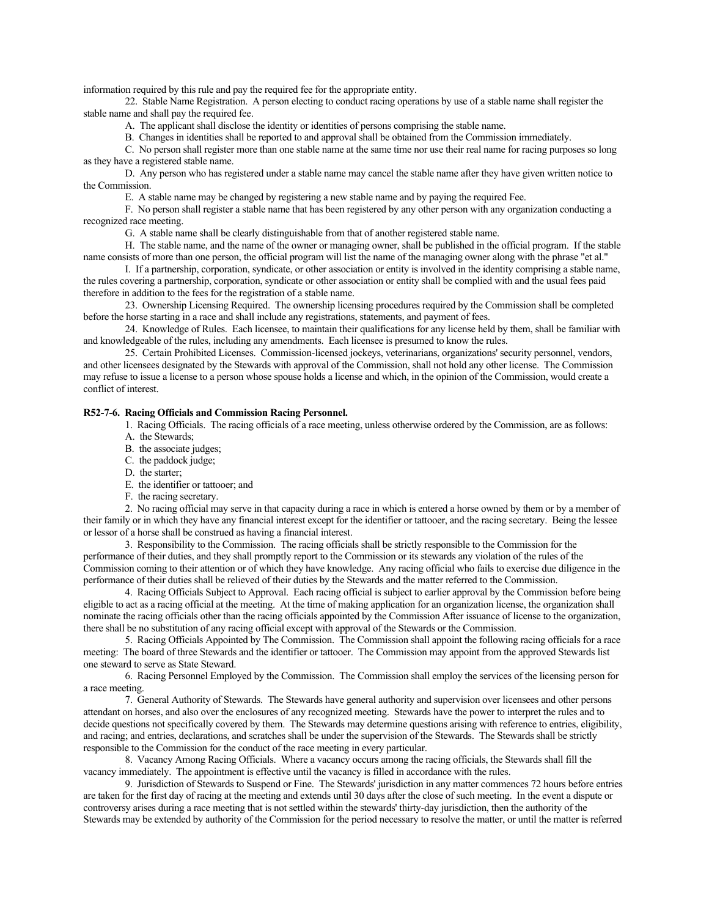information required by this rule and pay the required fee for the appropriate entity.

22. Stable Name Registration. A person electing to conduct racing operations by use of a stable name shall register the stable name and shall pay the required fee.

A. The applicant shall disclose the identity or identities of persons comprising the stable name.

B. Changes in identities shall be reported to and approval shall be obtained from the Commission immediately.

C. No person shall register more than one stable name at the same time nor use their real name for racing purposes so long as they have a registered stable name.

D. Any person who has registered under a stable name may cancel the stable name after they have given written notice to the Commission.

E. A stable name may be changed by registering a new stable name and by paying the required Fee.

F. No person shall register a stable name that has been registered by any other person with any organization conducting a recognized race meeting.

G. A stable name shall be clearly distinguishable from that of another registered stable name.

H. The stable name, and the name of the owner or managing owner, shall be published in the official program. If the stable name consists of more than one person, the official program will list the name of the managing owner along with the phrase "et al."

I. If a partnership, corporation, syndicate, or other association or entity is involved in the identity comprising a stable name, the rules covering a partnership, corporation, syndicate or other association or entity shall be complied with and the usual fees paid therefore in addition to the fees for the registration of a stable name.

23. Ownership Licensing Required. The ownership licensing procedures required by the Commission shall be completed before the horse starting in a race and shall include any registrations, statements, and payment of fees.

24. Knowledge of Rules. Each licensee, to maintain their qualifications for any license held by them, shall be familiar with and knowledgeable of the rules, including any amendments. Each licensee is presumed to know the rules.

25. Certain Prohibited Licenses. Commission-licensed jockeys, veterinarians, organizations' security personnel, vendors, and other licensees designated by the Stewards with approval of the Commission, shall not hold any other license. The Commission may refuse to issue a license to a person whose spouse holds a license and which, in the opinion of the Commission, would create a conflict of interest.

**R52-7-6. Racing Officials and Commission Racing Personnel.**

1. Racing Officials. The racing officials of a race meeting, unless otherwise ordered by the Commission, are as follows:

A. the Stewards;

B. the associate judges;

C. the paddock judge;

D. the starter;

E. the identifier or tattooer; and

F. the racing secretary.

2. No racing official may serve in that capacity during a race in which is entered a horse owned by them or by a member of their family or in which they have any financial interest except for the identifier or tattooer, and the racing secretary. Being the lessee or lessor of a horse shall be construed as having a financial interest.

3. Responsibility to the Commission. The racing officials shall be strictly responsible to the Commission for the performance of their duties, and they shall promptly report to the Commission or its stewards any violation of the rules of the Commission coming to their attention or of which they have knowledge. Any racing official who fails to exercise due diligence in the performance of their duties shall be relieved of their duties by the Stewards and the matter referred to the Commission.

4. Racing Officials Subject to Approval. Each racing official is subject to earlier approval by the Commission before being eligible to act as a racing official at the meeting. At the time of making application for an organization license, the organization shall nominate the racing officials other than the racing officials appointed by the Commission After issuance of license to the organization, there shall be no substitution of any racing official except with approval of the Stewards or the Commission.

5. Racing Officials Appointed by The Commission. The Commission shall appoint the following racing officials for a race meeting: The board of three Stewards and the identifier or tattooer. The Commission may appoint from the approved Stewards list one steward to serve as State Steward.

6. Racing Personnel Employed by the Commission. The Commission shall employ the services of the licensing person for a race meeting.

7. General Authority of Stewards. The Stewards have general authority and supervision over licensees and other persons attendant on horses, and also over the enclosures of any recognized meeting. Stewards have the power to interpret the rules and to decide questions not specifically covered by them. The Stewards may determine questions arising with reference to entries, eligibility, and racing; and entries, declarations, and scratches shall be under the supervision of the Stewards. The Stewards shall be strictly responsible to the Commission for the conduct of the race meeting in every particular.

8. Vacancy Among Racing Officials. Where a vacancy occurs among the racing officials, the Stewards shall fill the vacancy immediately. The appointment is effective until the vacancy is filled in accordance with the rules.

9. Jurisdiction of Stewards to Suspend or Fine. The Stewards' jurisdiction in any matter commences 72 hours before entries are taken for the first day of racing at the meeting and extends until 30 days after the close of such meeting. In the event a dispute or controversy arises during a race meeting that is not settled within the stewards' thirty-day jurisdiction, then the authority of the Stewards may be extended by authority of the Commission for the period necessary to resolve the matter, or until the matter is referred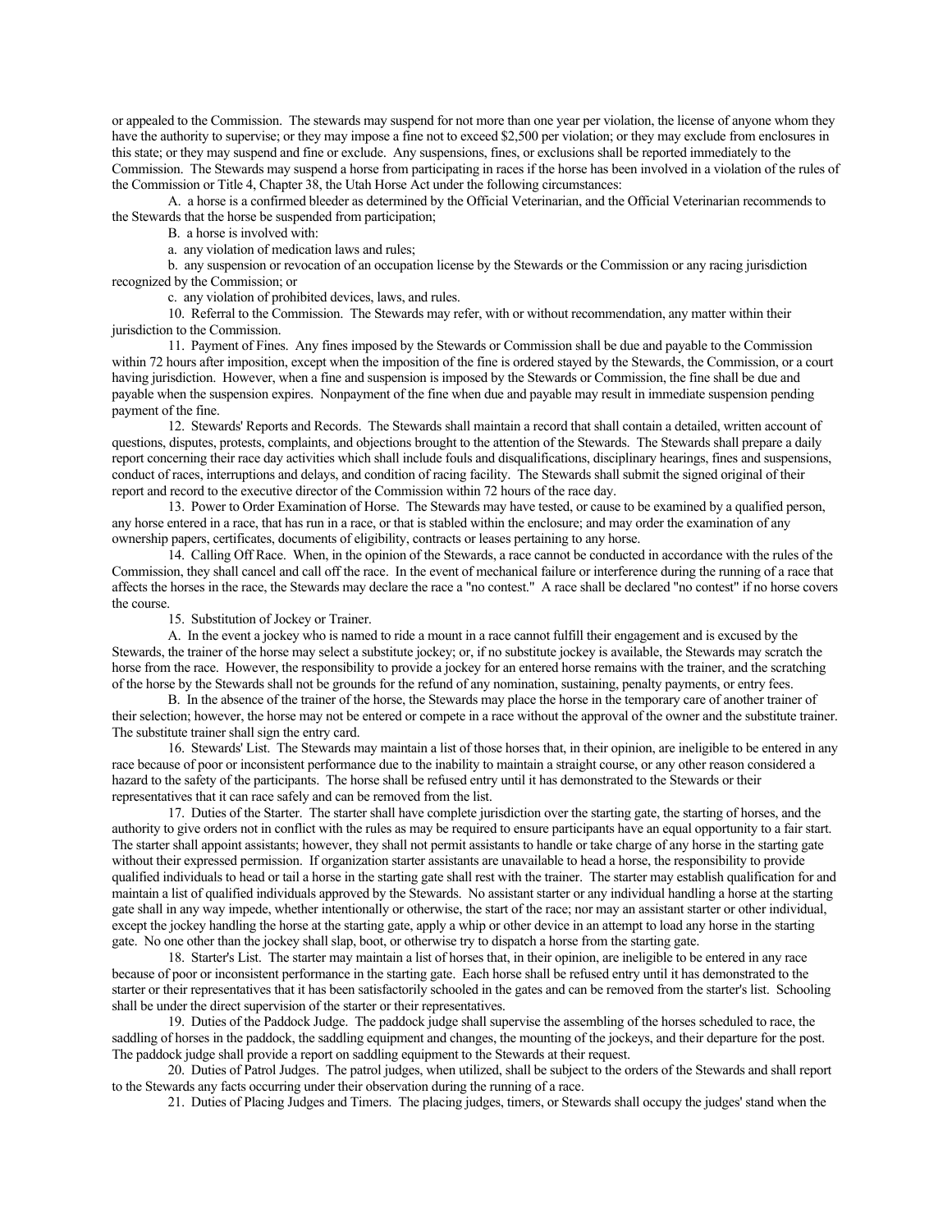or appealed to the Commission. The stewards may suspend for not more than one year per violation, the license of anyone whom they have the authority to supervise; or they may impose a fine not to exceed $2,500 per violation; or they may exclude from enclosures in this state; or they may suspend and fine or exclude. Any suspensions, fines, or exclusions shall be reported immediately to the Commission. The Stewards may suspend a horse from participating in races if the horse has been involved in a violation of the rules of the Commission or Title 4, Chapter 38, the Utah Horse Act under the following circumstances:

A. a horse is a confirmed bleeder as determined by the Official Veterinarian, and the Official Veterinarian recommends to the Stewards that the horse be suspended from participation;

B. a horse is involved with:

a. any violation of medication laws and rules;

b. any suspension or revocation of an occupation license by the Stewards or the Commission or any racing jurisdiction recognized by the Commission; or

c. any violation of prohibited devices, laws, and rules.

10. Referral to the Commission. The Stewards may refer, with or without recommendation, any matter within their jurisdiction to the Commission.

11. Payment of Fines. Any fines imposed by the Stewards or Commission shall be due and payable to the Commission within 72 hours after imposition, except when the imposition of the fine is ordered stayed by the Stewards, the Commission, or a court having jurisdiction. However, when a fine and suspension is imposed by the Stewards or Commission, the fine shall be due and payable when the suspension expires. Nonpayment of the fine when due and payable may result in immediate suspension pending payment of the fine.

12. Stewards' Reports and Records. The Stewards shall maintain a record that shall contain a detailed, written account of questions, disputes, protests, complaints, and objections brought to the attention of the Stewards. The Stewards shall prepare a daily report concerning their race day activities which shall include fouls and disqualifications, disciplinary hearings, fines and suspensions, conduct of races, interruptions and delays, and condition of racing facility. The Stewards shall submit the signed original of their report and record to the executive director of the Commission within 72 hours of the race day.

13. Power to Order Examination of Horse. The Stewards may have tested, or cause to be examined by a qualified person, any horse entered in a race, that has run in a race, or that is stabled within the enclosure; and may order the examination of any ownership papers, certificates, documents of eligibility, contracts or leases pertaining to any horse.

14. Calling Off Race. When, in the opinion of the Stewards, a race cannot be conducted in accordance with the rules of the Commission, they shall cancel and call off the race. In the event of mechanical failure or interference during the running of a race that affects the horses in the race, the Stewards may declare the race a "no contest." A race shall be declared "no contest" if no horse covers the course.

15. Substitution of Jockey or Trainer.

A. In the event a jockey who is named to ride a mount in a race cannot fulfill their engagement and is excused by the Stewards, the trainer of the horse may select a substitute jockey; or, if no substitute jockey is available, the Stewards may scratch the horse from the race. However, the responsibility to provide a jockey for an entered horse remains with the trainer, and the scratching of the horse by the Stewards shall not be grounds for the refund of any nomination, sustaining, penalty payments, or entry fees.

B. In the absence of the trainer of the horse, the Stewards may place the horse in the temporary care of another trainer of their selection; however, the horse may not be entered or compete in a race without the approval of the owner and the substitute trainer. The substitute trainer shall sign the entry card.

16. Stewards' List. The Stewards may maintain a list of those horses that, in their opinion, are ineligible to be entered in any race because of poor or inconsistent performance due to the inability to maintain a straight course, or any other reason considered a hazard to the safety of the participants. The horse shall be refused entry until it has demonstrated to the Stewards or their representatives that it can race safely and can be removed from the list.

17. Duties of the Starter. The starter shall have complete jurisdiction over the starting gate, the starting of horses, and the authority to give orders not in conflict with the rules as may be required to ensure participants have an equal opportunity to a fair start. The starter shall appoint assistants; however, they shall not permit assistants to handle or take charge of any horse in the starting gate without their expressed permission. If organization starter assistants are unavailable to head a horse, the responsibility to provide qualified individuals to head or tail a horse in the starting gate shall rest with the trainer. The starter may establish qualification for and maintain a list of qualified individuals approved by the Stewards. No assistant starter or any individual handling a horse at the starting gate shall in any way impede, whether intentionally or otherwise, the start of the race; nor may an assistant starter or other individual, except the jockey handling the horse at the starting gate, apply a whip or other device in an attempt to load any horse in the starting gate. No one other than the jockey shall slap, boot, or otherwise try to dispatch a horse from the starting gate.

18. Starter's List. The starter may maintain a list of horses that, in their opinion, are ineligible to be entered in any race because of poor or inconsistent performance in the starting gate. Each horse shall be refused entry until it has demonstrated to the starter or their representatives that it has been satisfactorily schooled in the gates and can be removed from the starter's list. Schooling shall be under the direct supervision of the starter or their representatives.

19. Duties of the Paddock Judge. The paddock judge shall supervise the assembling of the horses scheduled to race, the saddling of horses in the paddock, the saddling equipment and changes, the mounting of the jockeys, and their departure for the post. The paddock judge shall provide a report on saddling equipment to the Stewards at their request.

20. Duties of Patrol Judges. The patrol judges, when utilized, shall be subject to the orders of the Stewards and shall report to the Stewards any facts occurring under their observation during the running of a race.

21. Duties of Placing Judges and Timers. The placing judges, timers, or Stewards shall occupy the judges' stand when the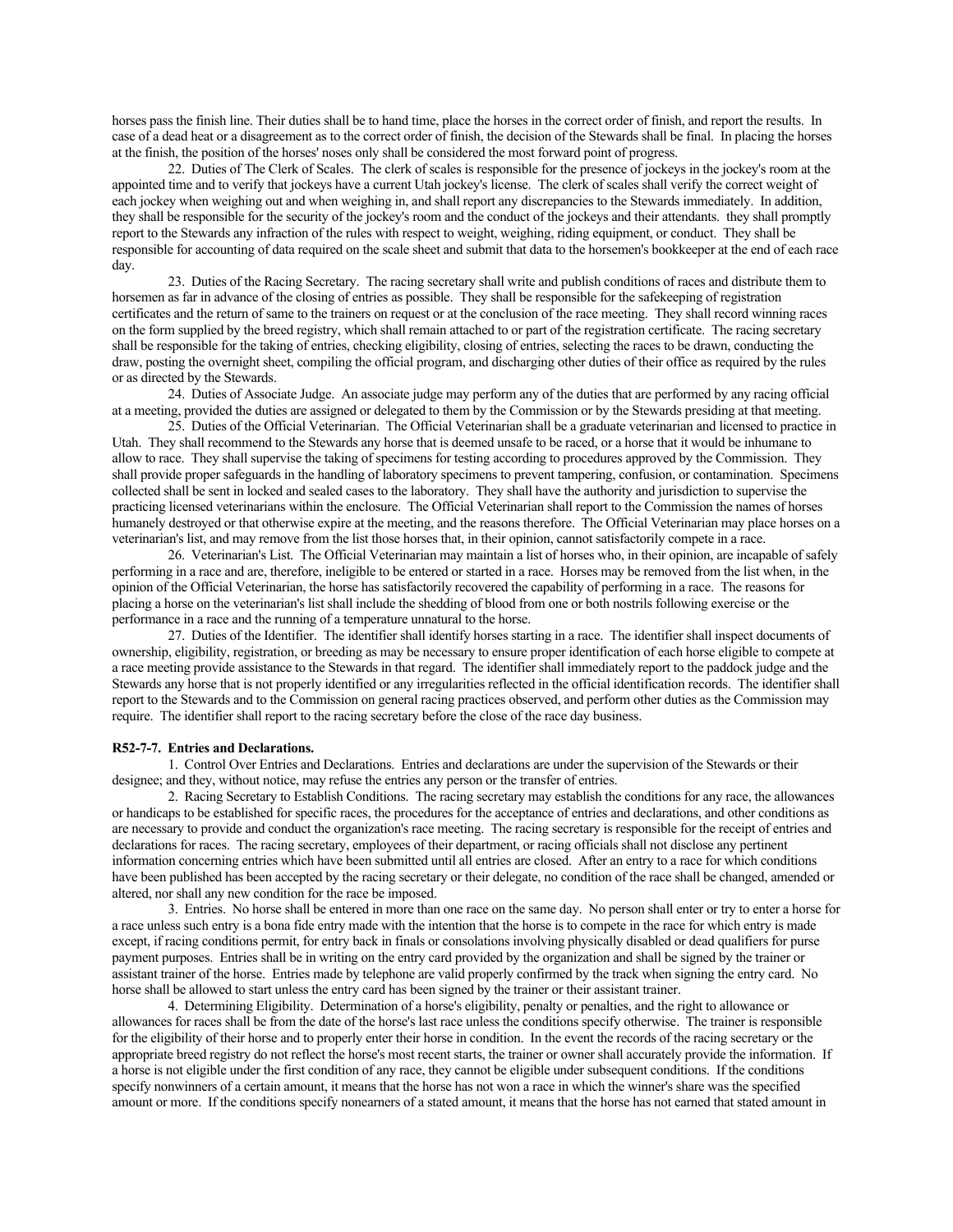horses pass the finish line. Their duties shall be to hand time, place the horses in the correct order of finish, and report the results. In case of a dead heat or a disagreement as to the correct order of finish, the decision of the Stewards shall be final. In placing the horses at the finish, the position of the horses' noses only shall be considered the most forward point of progress.

22. Duties of The Clerk of Scales. The clerk of scales is responsible for the presence of jockeys in the jockey's room at the appointed time and to verify that jockeys have a current Utah jockey's license. The clerk of scales shall verify the correct weight of each jockey when weighing out and when weighing in, and shall report any discrepancies to the Stewards immediately. In addition, they shall be responsible for the security of the jockey's room and the conduct of the jockeys and their attendants. they shall promptly report to the Stewards any infraction of the rules with respect to weight, weighing, riding equipment, or conduct. They shall be responsible for accounting of data required on the scale sheet and submit that data to the horsemen's bookkeeper at the end of each race day.

23. Duties of the Racing Secretary. The racing secretary shall write and publish conditions of races and distribute them to horsemen as far in advance of the closing of entries as possible. They shall be responsible for the safekeeping of registration certificates and the return of same to the trainers on request or at the conclusion of the race meeting. They shall record winning races on the form supplied by the breed registry, which shall remain attached to or part of the registration certificate. The racing secretary shall be responsible for the taking of entries, checking eligibility, closing of entries, selecting the races to be drawn, conducting the draw, posting the overnight sheet, compiling the official program, and discharging other duties of their office as required by the rules or as directed by the Stewards.

24. Duties of Associate Judge. An associate judge may perform any of the duties that are performed by any racing official at a meeting, provided the duties are assigned or delegated to them by the Commission or by the Stewards presiding at that meeting.

25. Duties of the Official Veterinarian. The Official Veterinarian shall be a graduate veterinarian and licensed to practice in Utah. They shall recommend to the Stewards any horse that is deemed unsafe to be raced, or a horse that it would be inhumane to allow to race. They shall supervise the taking of specimens for testing according to procedures approved by the Commission. They shall provide proper safeguards in the handling of laboratory specimens to prevent tampering, confusion, or contamination. Specimens collected shall be sent in locked and sealed cases to the laboratory. They shall have the authority and jurisdiction to supervise the practicing licensed veterinarians within the enclosure. The Official Veterinarian shall report to the Commission the names of horses humanely destroyed or that otherwise expire at the meeting, and the reasons therefore. The Official Veterinarian may place horses on a veterinarian's list, and may remove from the list those horses that, in their opinion, cannot satisfactorily compete in a race.

26. Veterinarian's List. The Official Veterinarian may maintain a list of horses who, in their opinion, are incapable of safely performing in a race and are, therefore, ineligible to be entered or started in a race. Horses may be removed from the list when, in the opinion of the Official Veterinarian, the horse has satisfactorily recovered the capability of performing in a race. The reasons for placing a horse on the veterinarian's list shall include the shedding of blood from one or both nostrils following exercise or the performance in a race and the running of a temperature unnatural to the horse.

27. Duties of the Identifier. The identifier shall identify horses starting in a race. The identifier shall inspect documents of ownership, eligibility, registration, or breeding as may be necessary to ensure proper identification of each horse eligible to compete at a race meeting provide assistance to the Stewards in that regard. The identifier shall immediately report to the paddock judge and the Stewards any horse that is not properly identified or any irregularities reflected in the official identification records. The identifier shall report to the Stewards and to the Commission on general racing practices observed, and perform other duties as the Commission may require. The identifier shall report to the racing secretary before the close of the race day business.

**R52-7-7. Entries and Declarations.**

1. Control Over Entries and Declarations. Entries and declarations are under the supervision of the Stewards or their designee; and they, without notice, may refuse the entries any person or the transfer of entries.

2. Racing Secretary to Establish Conditions. The racing secretary may establish the conditions for any race, the allowances or handicaps to be established for specific races, the procedures for the acceptance of entries and declarations, and other conditions as are necessary to provide and conduct the organization's race meeting. The racing secretary is responsible for the receipt of entries and declarations for races. The racing secretary, employees of their department, or racing officials shall not disclose any pertinent information concerning entries which have been submitted until all entries are closed. After an entry to a race for which conditions have been published has been accepted by the racing secretary or their delegate, no condition of the race shall be changed, amended or altered, nor shall any new condition for the race be imposed.

3. Entries. No horse shall be entered in more than one race on the same day. No person shall enter or try to enter a horse for a race unless such entry is a bona fide entry made with the intention that the horse is to compete in the race for which entry is made except, if racing conditions permit, for entry back in finals or consolations involving physically disabled or dead qualifiers for purse payment purposes. Entries shall be in writing on the entry card provided by the organization and shall be signed by the trainer or assistant trainer of the horse. Entries made by telephone are valid properly confirmed by the track when signing the entry card. No horse shall be allowed to start unless the entry card has been signed by the trainer or their assistant trainer.

4. Determining Eligibility. Determination of a horse's eligibility, penalty or penalties, and the right to allowance or allowances for races shall be from the date of the horse's last race unless the conditions specify otherwise. The trainer is responsible for the eligibility of their horse and to properly enter their horse in condition. In the event the records of the racing secretary or the appropriate breed registry do not reflect the horse's most recent starts, the trainer or owner shall accurately provide the information. If a horse is not eligible under the first condition of any race, they cannot be eligible under subsequent conditions. If the conditions specify nonwinners of a certain amount, it means that the horse has not won a race in which the winner's share was the specified amount or more. If the conditions specify nonearners of a stated amount, it means that the horse has not earned that stated amount in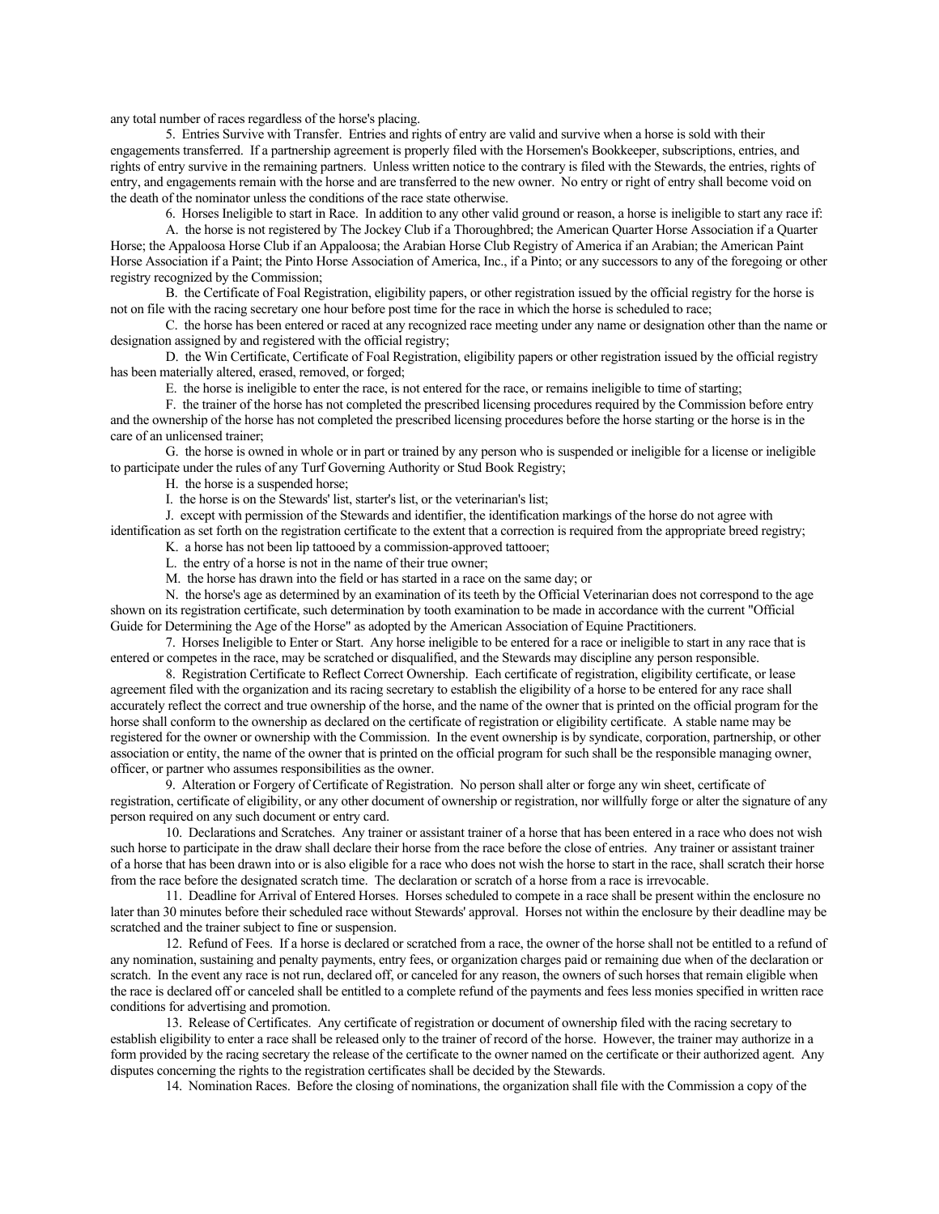any total number of races regardless of the horse's placing.

5. Entries Survive with Transfer. Entries and rights of entry are valid and survive when a horse is sold with their engagements transferred. If a partnership agreement is properly filed with the Horsemen's Bookkeeper, subscriptions, entries, and rights of entry survive in the remaining partners. Unless written notice to the contrary is filed with the Stewards, the entries, rights of entry, and engagements remain with the horse and are transferred to the new owner. No entry or right of entry shall become void on the death of the nominator unless the conditions of the race state otherwise.

6. Horses Ineligible to start in Race. In addition to any other valid ground or reason, a horse is ineligible to start any race if:

A. the horse is not registered by The Jockey Club if a Thoroughbred; the American Quarter Horse Association if a Quarter Horse; the Appaloosa Horse Club if an Appaloosa; the Arabian Horse Club Registry of America if an Arabian; the American Paint Horse Association if a Paint; the Pinto Horse Association of America, Inc., if a Pinto; or any successors to any of the foregoing or other registry recognized by the Commission;

B. the Certificate of Foal Registration, eligibility papers, or other registration issued by the official registry for the horse is not on file with the racing secretary one hour before post time for the race in which the horse is scheduled to race;

C. the horse has been entered or raced at any recognized race meeting under any name or designation other than the name or designation assigned by and registered with the official registry;

D. the Win Certificate, Certificate of Foal Registration, eligibility papers or other registration issued by the official registry has been materially altered, erased, removed, or forged;

E. the horse is ineligible to enter the race, is not entered for the race, or remains ineligible to time of starting;

F. the trainer of the horse has not completed the prescribed licensing procedures required by the Commission before entry and the ownership of the horse has not completed the prescribed licensing procedures before the horse starting or the horse is in the care of an unlicensed trainer;

G. the horse is owned in whole or in part or trained by any person who is suspended or ineligible for a license or ineligible to participate under the rules of any Turf Governing Authority or Stud Book Registry;

H. the horse is a suspended horse;

I. the horse is on the Stewards' list, starter's list, or the veterinarian's list;

J. except with permission of the Stewards and identifier, the identification markings of the horse do not agree with identification as set forth on the registration certificate to the extent that a correction is required from the appropriate breed registry;

K. a horse has not been lip tattooed by a commission-approved tattooer;

L. the entry of a horse is not in the name of their true owner;

M. the horse has drawn into the field or has started in a race on the same day; or

N. the horse's age as determined by an examination of its teeth by the Official Veterinarian does not correspond to the age shown on its registration certificate, such determination by tooth examination to be made in accordance with the current "Official Guide for Determining the Age of the Horse" as adopted by the American Association of Equine Practitioners.

7. Horses Ineligible to Enter or Start. Any horse ineligible to be entered for a race or ineligible to start in any race that is entered or competes in the race, may be scratched or disqualified, and the Stewards may discipline any person responsible.

8. Registration Certificate to Reflect Correct Ownership. Each certificate of registration, eligibility certificate, or lease agreement filed with the organization and its racing secretary to establish the eligibility of a horse to be entered for any race shall accurately reflect the correct and true ownership of the horse, and the name of the owner that is printed on the official program for the horse shall conform to the ownership as declared on the certificate of registration or eligibility certificate. A stable name may be registered for the owner or ownership with the Commission. In the event ownership is by syndicate, corporation, partnership, or other association or entity, the name of the owner that is printed on the official program for such shall be the responsible managing owner, officer, or partner who assumes responsibilities as the owner.

9. Alteration or Forgery of Certificate of Registration. No person shall alter or forge any win sheet, certificate of registration, certificate of eligibility, or any other document of ownership or registration, nor willfully forge or alter the signature of any person required on any such document or entry card.

10. Declarations and Scratches. Any trainer or assistant trainer of a horse that has been entered in a race who does not wish such horse to participate in the draw shall declare their horse from the race before the close of entries. Any trainer or assistant trainer of a horse that has been drawn into or is also eligible for a race who does not wish the horse to start in the race, shall scratch their horse from the race before the designated scratch time. The declaration or scratch of a horse from a race is irrevocable.

11. Deadline for Arrival of Entered Horses. Horses scheduled to compete in a race shall be present within the enclosure no later than 30 minutes before their scheduled race without Stewards' approval. Horses not within the enclosure by their deadline may be scratched and the trainer subject to fine or suspension.

12. Refund of Fees. If a horse is declared or scratched from a race, the owner of the horse shall not be entitled to a refund of any nomination, sustaining and penalty payments, entry fees, or organization charges paid or remaining due when of the declaration or scratch. In the event any race is not run, declared off, or canceled for any reason, the owners of such horses that remain eligible when the race is declared off or canceled shall be entitled to a complete refund of the payments and fees less monies specified in written race conditions for advertising and promotion.

13. Release of Certificates. Any certificate of registration or document of ownership filed with the racing secretary to establish eligibility to enter a race shall be released only to the trainer of record of the horse. However, the trainer may authorize in a form provided by the racing secretary the release of the certificate to the owner named on the certificate or their authorized agent. Any disputes concerning the rights to the registration certificates shall be decided by the Stewards.

14. Nomination Races. Before the closing of nominations, the organization shall file with the Commission a copy of the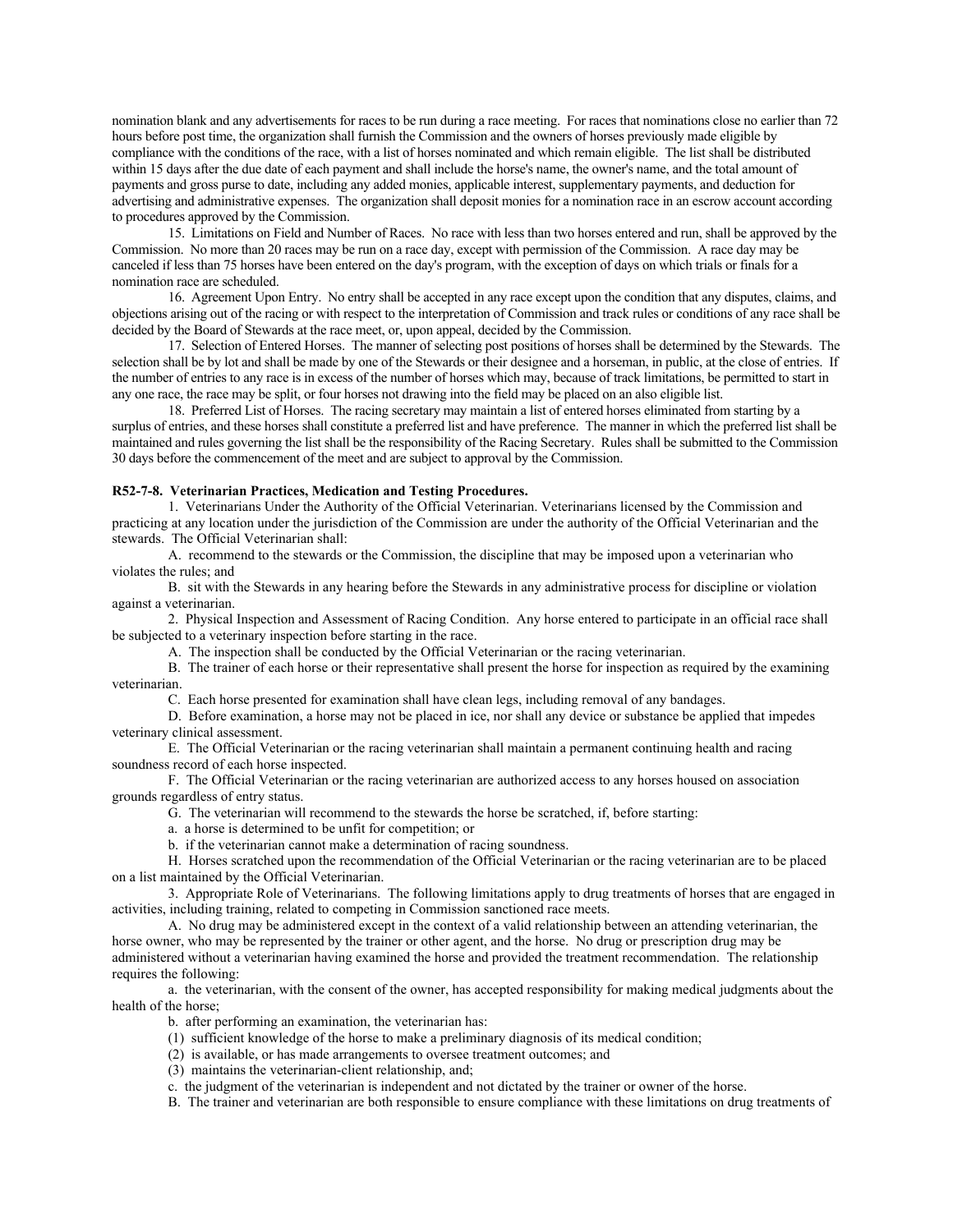nomination blank and any advertisements for races to be run during a race meeting. For races that nominations close no earlier than 72 hours before post time, the organization shall furnish the Commission and the owners of horses previously made eligible by compliance with the conditions of the race, with a list of horses nominated and which remain eligible. The list shall be distributed within 15 days after the due date of each payment and shall include the horse's name, the owner's name, and the total amount of payments and gross purse to date, including any added monies, applicable interest, supplementary payments, and deduction for advertising and administrative expenses. The organization shall deposit monies for a nomination race in an escrow account according to procedures approved by the Commission.

15. Limitations on Field and Number of Races. No race with less than two horses entered and run, shall be approved by the Commission. No more than 20 races may be run on a race day, except with permission of the Commission. A race day may be canceled if less than 75 horses have been entered on the day's program, with the exception of days on which trials or finals for a nomination race are scheduled.

16. Agreement Upon Entry. No entry shall be accepted in any race except upon the condition that any disputes, claims, and objections arising out of the racing or with respect to the interpretation of Commission and track rules or conditions of any race shall be decided by the Board of Stewards at the race meet, or, upon appeal, decided by the Commission.

17. Selection of Entered Horses. The manner of selecting post positions of horses shall be determined by the Stewards. The selection shall be by lot and shall be made by one of the Stewards or their designee and a horseman, in public, at the close of entries. If the number of entries to any race is in excess of the number of horses which may, because of track limitations, be permitted to start in any one race, the race may be split, or four horses not drawing into the field may be placed on an also eligible list.

18. Preferred List of Horses. The racing secretary may maintain a list of entered horses eliminated from starting by a surplus of entries, and these horses shall constitute a preferred list and have preference. The manner in which the preferred list shall be maintained and rules governing the list shall be the responsibility of the Racing Secretary. Rules shall be submitted to the Commission 30 days before the commencement of the meet and are subject to approval by the Commission.

**R52-7-8. Veterinarian Practices, Medication and Testing Procedures.**

1. Veterinarians Under the Authority of the Official Veterinarian. Veterinarians licensed by the Commission and practicing at any location under the jurisdiction of the Commission are under the authority of the Official Veterinarian and the stewards. The Official Veterinarian shall:

A. recommend to the stewards or the Commission, the discipline that may be imposed upon a veterinarian who violates the rules; and

B. sit with the Stewards in any hearing before the Stewards in any administrative process for discipline or violation against a veterinarian.

2. Physical Inspection and Assessment of Racing Condition. Any horse entered to participate in an official race shall be subjected to a veterinary inspection before starting in the race.

A. The inspection shall be conducted by the Official Veterinarian or the racing veterinarian.

B. The trainer of each horse or their representative shall present the horse for inspection as required by the examining veterinarian.

C. Each horse presented for examination shall have clean legs, including removal of any bandages.

D. Before examination, a horse may not be placed in ice, nor shall any device or substance be applied that impedes veterinary clinical assessment.

E. The Official Veterinarian or the racing veterinarian shall maintain a permanent continuing health and racing soundness record of each horse inspected.

F. The Official Veterinarian or the racing veterinarian are authorized access to any horses housed on association grounds regardless of entry status.

G. The veterinarian will recommend to the stewards the horse be scratched, if, before starting:

a. a horse is determined to be unfit for competition; or

b. if the veterinarian cannot make a determination of racing soundness.

H. Horses scratched upon the recommendation of the Official Veterinarian or the racing veterinarian are to be placed on a list maintained by the Official Veterinarian.

3. Appropriate Role of Veterinarians. The following limitations apply to drug treatments of horses that are engaged in activities, including training, related to competing in Commission sanctioned race meets.

A. No drug may be administered except in the context of a valid relationship between an attending veterinarian, the horse owner, who may be represented by the trainer or other agent, and the horse. No drug or prescription drug may be administered without a veterinarian having examined the horse and provided the treatment recommendation. The relationship requires the following:

a. the veterinarian, with the consent of the owner, has accepted responsibility for making medical judgments about the health of the horse;

b. after performing an examination, the veterinarian has:

(1) sufficient knowledge of the horse to make a preliminary diagnosis of its medical condition;

(2) is available, or has made arrangements to oversee treatment outcomes; and

(3) maintains the veterinarian-client relationship, and;

c. the judgment of the veterinarian is independent and not dictated by the trainer or owner of the horse.

B. The trainer and veterinarian are both responsible to ensure compliance with these limitations on drug treatments of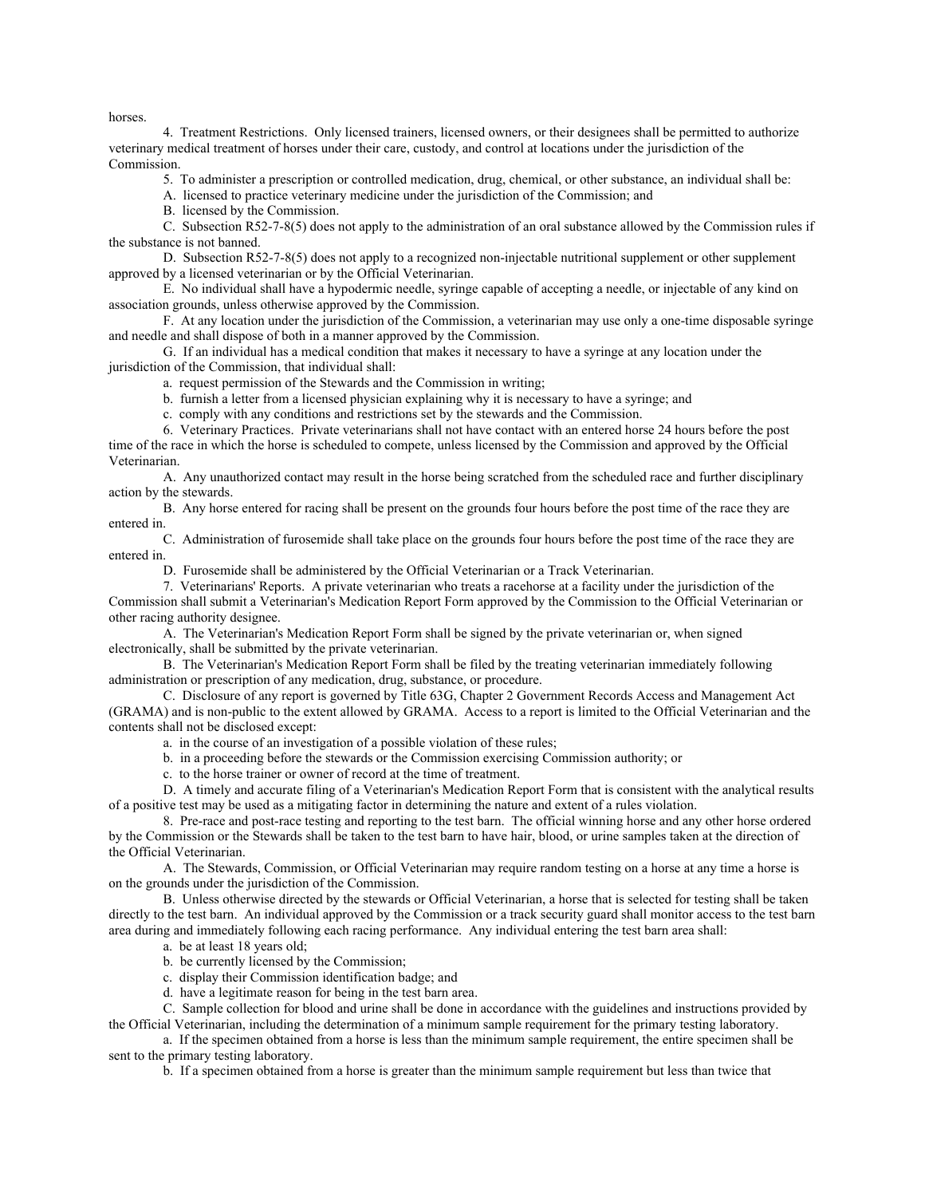horses.

4. Treatment Restrictions. Only licensed trainers, licensed owners, or their designees shall be permitted to authorize veterinary medical treatment of horses under their care, custody, and control at locations under the jurisdiction of the Commission.

5. To administer a prescription or controlled medication, drug, chemical, or other substance, an individual shall be:

A. licensed to practice veterinary medicine under the jurisdiction of the Commission; and

B. licensed by the Commission.

C. Subsection R52-7-8(5) does not apply to the administration of an oral substance allowed by the Commission rules if the substance is not banned.

D. Subsection R52-7-8(5) does not apply to a recognized non-injectable nutritional supplement or other supplement approved by a licensed veterinarian or by the Official Veterinarian.

E. No individual shall have a hypodermic needle, syringe capable of accepting a needle, or injectable of any kind on association grounds, unless otherwise approved by the Commission.

F. At any location under the jurisdiction of the Commission, a veterinarian may use only a one-time disposable syringe and needle and shall dispose of both in a manner approved by the Commission.

G. If an individual has a medical condition that makes it necessary to have a syringe at any location under the jurisdiction of the Commission, that individual shall:

a. request permission of the Stewards and the Commission in writing;

b. furnish a letter from a licensed physician explaining why it is necessary to have a syringe; and

c. comply with any conditions and restrictions set by the stewards and the Commission.

6. Veterinary Practices. Private veterinarians shall not have contact with an entered horse 24 hours before the post time of the race in which the horse is scheduled to compete, unless licensed by the Commission and approved by the Official Veterinarian.

A. Any unauthorized contact may result in the horse being scratched from the scheduled race and further disciplinary action by the stewards.

B. Any horse entered for racing shall be present on the grounds four hours before the post time of the race they are entered in.

C. Administration of furosemide shall take place on the grounds four hours before the post time of the race they are entered in.

D. Furosemide shall be administered by the Official Veterinarian or a Track Veterinarian.

7. Veterinarians' Reports. A private veterinarian who treats a racehorse at a facility under the jurisdiction of the Commission shall submit a Veterinarian's Medication Report Form approved by the Commission to the Official Veterinarian or other racing authority designee.

A. The Veterinarian's Medication Report Form shall be signed by the private veterinarian or, when signed electronically, shall be submitted by the private veterinarian.

B. The Veterinarian's Medication Report Form shall be filed by the treating veterinarian immediately following administration or prescription of any medication, drug, substance, or procedure.

C. Disclosure of any report is governed by Title 63G, Chapter 2 Government Records Access and Management Act (GRAMA) and is non-public to the extent allowed by GRAMA. Access to a report is limited to the Official Veterinarian and the contents shall not be disclosed except:

a. in the course of an investigation of a possible violation of these rules;

b. in a proceeding before the stewards or the Commission exercising Commission authority; or

c. to the horse trainer or owner of record at the time of treatment.

D. A timely and accurate filing of a Veterinarian's Medication Report Form that is consistent with the analytical results of a positive test may be used as a mitigating factor in determining the nature and extent of a rules violation.

8. Pre-race and post-race testing and reporting to the test barn. The official winning horse and any other horse ordered by the Commission or the Stewards shall be taken to the test barn to have hair, blood, or urine samples taken at the direction of the Official Veterinarian.

A. The Stewards, Commission, or Official Veterinarian may require random testing on a horse at any time a horse is on the grounds under the jurisdiction of the Commission.

B. Unless otherwise directed by the stewards or Official Veterinarian, a horse that is selected for testing shall be taken directly to the test barn. An individual approved by the Commission or a track security guard shall monitor access to the test barn area during and immediately following each racing performance. Any individual entering the test barn area shall:

a. be at least 18 years old;

b. be currently licensed by the Commission;

c. display their Commission identification badge; and

d. have a legitimate reason for being in the test barn area.

C. Sample collection for blood and urine shall be done in accordance with the guidelines and instructions provided by the Official Veterinarian, including the determination of a minimum sample requirement for the primary testing laboratory.

a. If the specimen obtained from a horse is less than the minimum sample requirement, the entire specimen shall be sent to the primary testing laboratory.

b. If a specimen obtained from a horse is greater than the minimum sample requirement but less than twice that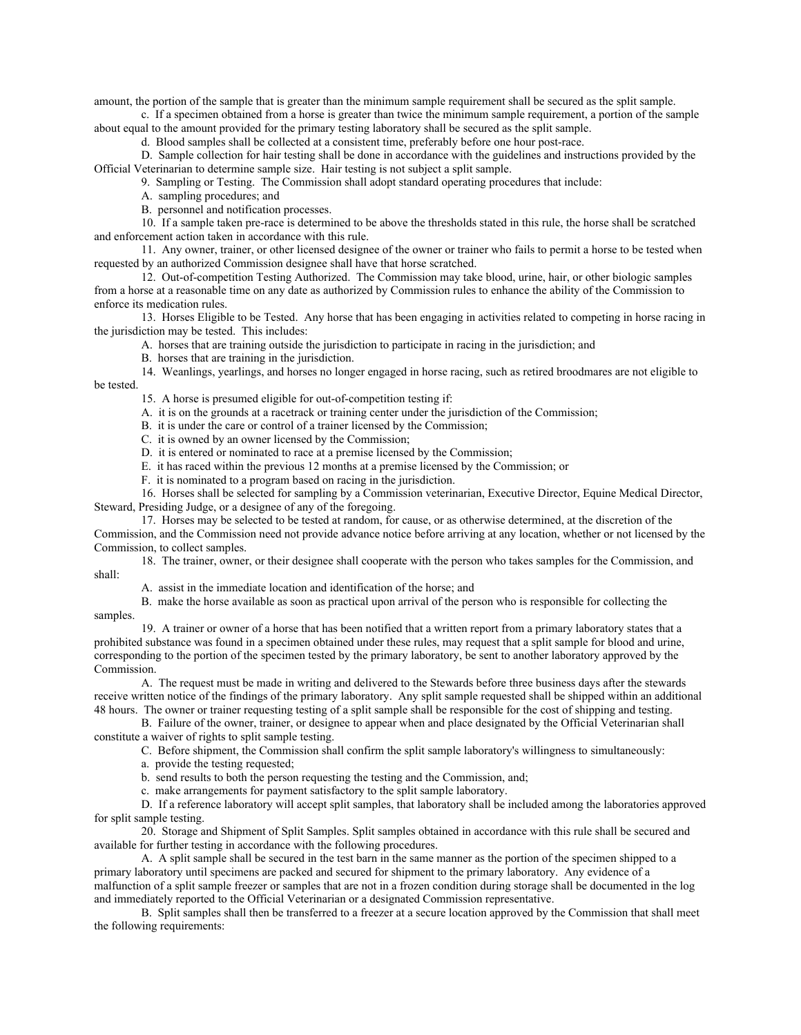amount, the portion of the sample that is greater than the minimum sample requirement shall be secured as the split sample.

c. If a specimen obtained from a horse is greater than twice the minimum sample requirement, a portion of the sample about equal to the amount provided for the primary testing laboratory shall be secured as the split sample.

d. Blood samples shall be collected at a consistent time, preferably before one hour post-race.

D. Sample collection for hair testing shall be done in accordance with the guidelines and instructions provided by the Official Veterinarian to determine sample size. Hair testing is not subject a split sample.

9. Sampling or Testing. The Commission shall adopt standard operating procedures that include:

A. sampling procedures; and

B. personnel and notification processes.

10. If a sample taken pre-race is determined to be above the thresholds stated in this rule, the horse shall be scratched and enforcement action taken in accordance with this rule.

11. Any owner, trainer, or other licensed designee of the owner or trainer who fails to permit a horse to be tested when requested by an authorized Commission designee shall have that horse scratched.

12. Out-of-competition Testing Authorized. The Commission may take blood, urine, hair, or other biologic samples from a horse at a reasonable time on any date as authorized by Commission rules to enhance the ability of the Commission to enforce its medication rules.

13. Horses Eligible to be Tested. Any horse that has been engaging in activities related to competing in horse racing in the jurisdiction may be tested. This includes:

A. horses that are training outside the jurisdiction to participate in racing in the jurisdiction; and

B. horses that are training in the jurisdiction.

14. Weanlings, yearlings, and horses no longer engaged in horse racing, such as retired broodmares are not eligible to be tested.

15. A horse is presumed eligible for out-of-competition testing if:

A. it is on the grounds at a racetrack or training center under the jurisdiction of the Commission;

B. it is under the care or control of a trainer licensed by the Commission;

C. it is owned by an owner licensed by the Commission;

D. it is entered or nominated to race at a premise licensed by the Commission;

E. it has raced within the previous 12 months at a premise licensed by the Commission; or

F. it is nominated to a program based on racing in the jurisdiction.

16. Horses shall be selected for sampling by a Commission veterinarian, Executive Director, Equine Medical Director, Steward, Presiding Judge, or a designee of any of the foregoing.

17. Horses may be selected to be tested at random, for cause, or as otherwise determined, at the discretion of the Commission, and the Commission need not provide advance notice before arriving at any location, whether or not licensed by the Commission, to collect samples.

18. The trainer, owner, or their designee shall cooperate with the person who takes samples for the Commission, and shall:

A. assist in the immediate location and identification of the horse; and

B. make the horse available as soon as practical upon arrival of the person who is responsible for collecting the samples.

19. A trainer or owner of a horse that has been notified that a written report from a primary laboratory states that a prohibited substance was found in a specimen obtained under these rules, may request that a split sample for blood and urine, corresponding to the portion of the specimen tested by the primary laboratory, be sent to another laboratory approved by the Commission.

A. The request must be made in writing and delivered to the Stewards before three business days after the stewards receive written notice of the findings of the primary laboratory. Any split sample requested shall be shipped within an additional 48 hours. The owner or trainer requesting testing of a split sample shall be responsible for the cost of shipping and testing.

B. Failure of the owner, trainer, or designee to appear when and place designated by the Official Veterinarian shall constitute a waiver of rights to split sample testing.

C. Before shipment, the Commission shall confirm the split sample laboratory's willingness to simultaneously:

a. provide the testing requested;

b. send results to both the person requesting the testing and the Commission, and;

c. make arrangements for payment satisfactory to the split sample laboratory.

D. If a reference laboratory will accept split samples, that laboratory shall be included among the laboratories approved for split sample testing.

20. Storage and Shipment of Split Samples. Split samples obtained in accordance with this rule shall be secured and available for further testing in accordance with the following procedures.

A. A split sample shall be secured in the test barn in the same manner as the portion of the specimen shipped to a primary laboratory until specimens are packed and secured for shipment to the primary laboratory. Any evidence of a malfunction of a split sample freezer or samples that are not in a frozen condition during storage shall be documented in the log and immediately reported to the Official Veterinarian or a designated Commission representative.

B. Split samples shall then be transferred to a freezer at a secure location approved by the Commission that shall meet the following requirements: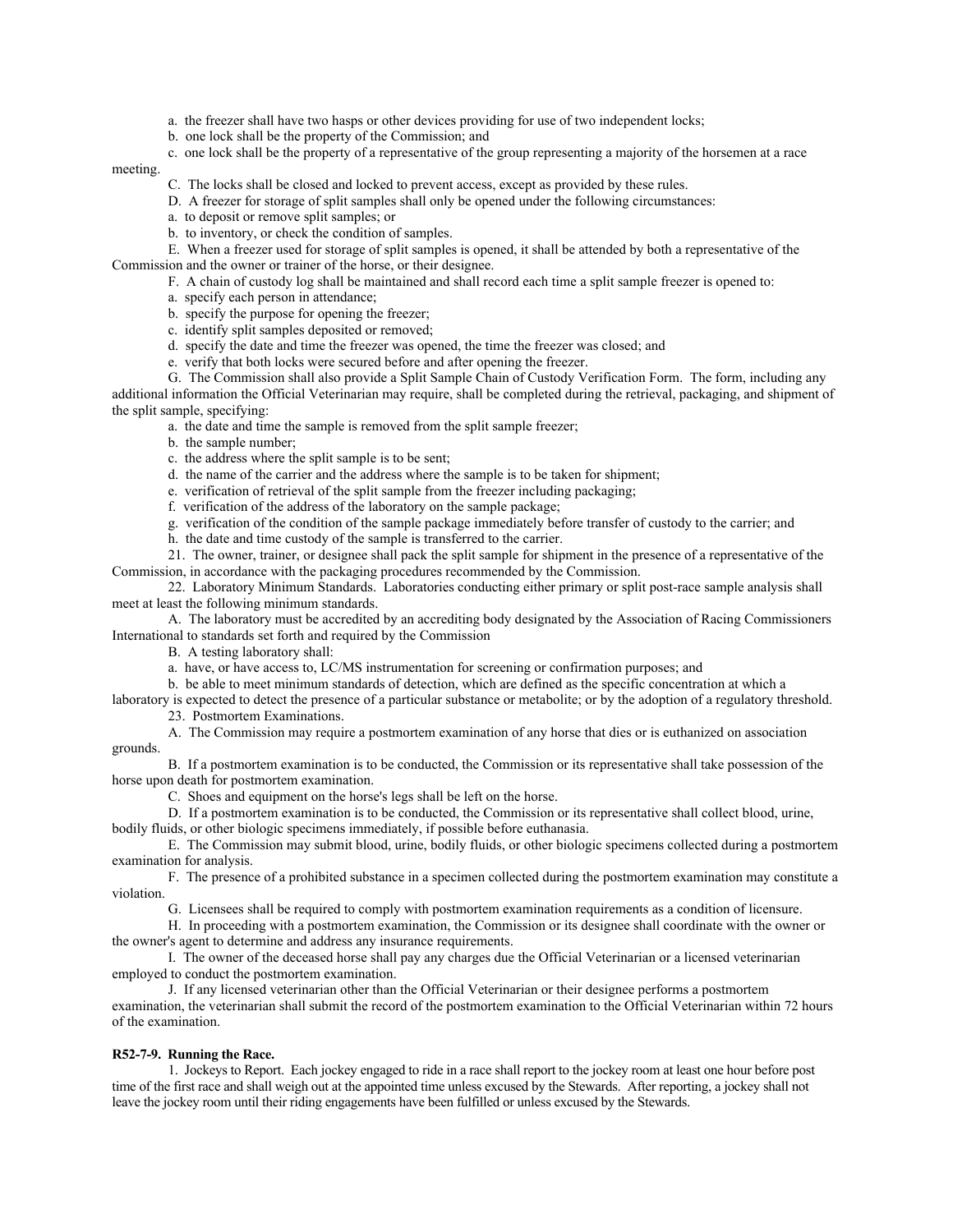a. the freezer shall have two hasps or other devices providing for use of two independent locks;

b. one lock shall be the property of the Commission; and

c. one lock shall be the property of a representative of the group representing a majority of the horsemen at a race meeting.

C. The locks shall be closed and locked to prevent access, except as provided by these rules.

D. A freezer for storage of split samples shall only be opened under the following circumstances:

a. to deposit or remove split samples; or

b. to inventory, or check the condition of samples.

E. When a freezer used for storage of split samples is opened, it shall be attended by both a representative of the Commission and the owner or trainer of the horse, or their designee.

F. A chain of custody log shall be maintained and shall record each time a split sample freezer is opened to:

a. specify each person in attendance;

b. specify the purpose for opening the freezer;

c. identify split samples deposited or removed;

d. specify the date and time the freezer was opened, the time the freezer was closed; and

e. verify that both locks were secured before and after opening the freezer.

G. The Commission shall also provide a Split Sample Chain of Custody Verification Form. The form, including any additional information the Official Veterinarian may require, shall be completed during the retrieval, packaging, and shipment of the split sample, specifying:

a. the date and time the sample is removed from the split sample freezer;

b. the sample number;

c. the address where the split sample is to be sent;

d. the name of the carrier and the address where the sample is to be taken for shipment;

e. verification of retrieval of the split sample from the freezer including packaging;

f. verification of the address of the laboratory on the sample package;

g. verification of the condition of the sample package immediately before transfer of custody to the carrier; and

h. the date and time custody of the sample is transferred to the carrier.

21. The owner, trainer, or designee shall pack the split sample for shipment in the presence of a representative of the Commission, in accordance with the packaging procedures recommended by the Commission.

22. Laboratory Minimum Standards. Laboratories conducting either primary or split post-race sample analysis shall meet at least the following minimum standards.

A. The laboratory must be accredited by an accrediting body designated by the Association of Racing Commissioners International to standards set forth and required by the Commission

B. A testing laboratory shall:

a. have, or have access to, LC/MS instrumentation for screening or confirmation purposes; and

b. be able to meet minimum standards of detection, which are defined as the specific concentration at which a laboratory is expected to detect the presence of a particular substance or metabolite; or by the adoption of a regulatory threshold.

23. Postmortem Examinations.

A. The Commission may require a postmortem examination of any horse that dies or is euthanized on association grounds.

B. If a postmortem examination is to be conducted, the Commission or its representative shall take possession of the horse upon death for postmortem examination.

C. Shoes and equipment on the horse's legs shall be left on the horse.

D. If a postmortem examination is to be conducted, the Commission or its representative shall collect blood, urine, bodily fluids, or other biologic specimens immediately, if possible before euthanasia.

E. The Commission may submit blood, urine, bodily fluids, or other biologic specimens collected during a postmortem examination for analysis.

F. The presence of a prohibited substance in a specimen collected during the postmortem examination may constitute a violation.

G. Licensees shall be required to comply with postmortem examination requirements as a condition of licensure.

H. In proceeding with a postmortem examination, the Commission or its designee shall coordinate with the owner or the owner's agent to determine and address any insurance requirements.

I. The owner of the deceased horse shall pay any charges due the Official Veterinarian or a licensed veterinarian employed to conduct the postmortem examination.

J. If any licensed veterinarian other than the Official Veterinarian or their designee performs a postmortem examination, the veterinarian shall submit the record of the postmortem examination to the Official Veterinarian within 72 hours of the examination.

**R52-7-9. Running the Race.**

1. Jockeys to Report. Each jockey engaged to ride in a race shall report to the jockey room at least one hour before post time of the first race and shall weigh out at the appointed time unless excused by the Stewards. After reporting, a jockey shall not leave the jockey room until their riding engagements have been fulfilled or unless excused by the Stewards.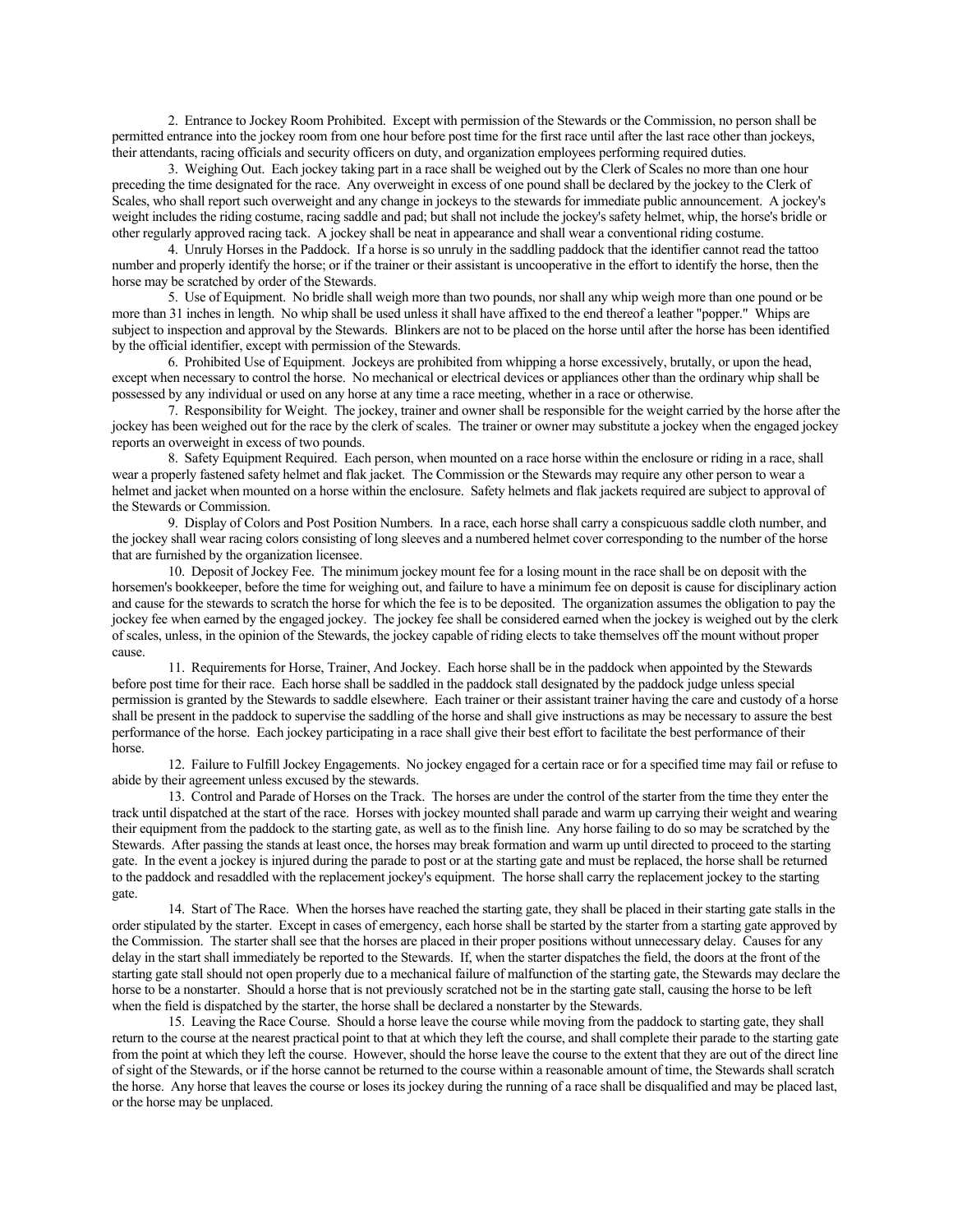2. Entrance to Jockey Room Prohibited. Except with permission of the Stewards or the Commission, no person shall be permitted entrance into the jockey room from one hour before post time for the first race until after the last race other than jockeys, their attendants, racing officials and security officers on duty, and organization employees performing required duties.

3. Weighing Out. Each jockey taking part in a race shall be weighed out by the Clerk of Scales no more than one hour preceding the time designated for the race. Any overweight in excess of one pound shall be declared by the jockey to the Clerk of Scales, who shall report such overweight and any change in jockeys to the stewards for immediate public announcement. A jockey's weight includes the riding costume, racing saddle and pad; but shall not include the jockey's safety helmet, whip, the horse's bridle or other regularly approved racing tack. A jockey shall be neat in appearance and shall wear a conventional riding costume.

4. Unruly Horses in the Paddock. If a horse is so unruly in the saddling paddock that the identifier cannot read the tattoo number and properly identify the horse; or if the trainer or their assistant is uncooperative in the effort to identify the horse, then the horse may be scratched by order of the Stewards.

5. Use of Equipment. No bridle shall weigh more than two pounds, nor shall any whip weigh more than one pound or be more than 31 inches in length. No whip shall be used unless it shall have affixed to the end thereof a leather "popper." Whips are subject to inspection and approval by the Stewards. Blinkers are not to be placed on the horse until after the horse has been identified by the official identifier, except with permission of the Stewards.

6. Prohibited Use of Equipment. Jockeys are prohibited from whipping a horse excessively, brutally, or upon the head, except when necessary to control the horse. No mechanical or electrical devices or appliances other than the ordinary whip shall be possessed by any individual or used on any horse at any time a race meeting, whether in a race or otherwise.

7. Responsibility for Weight. The jockey, trainer and owner shall be responsible for the weight carried by the horse after the jockey has been weighed out for the race by the clerk of scales. The trainer or owner may substitute a jockey when the engaged jockey reports an overweight in excess of two pounds.

8. Safety Equipment Required. Each person, when mounted on a race horse within the enclosure or riding in a race, shall wear a properly fastened safety helmet and flak jacket. The Commission or the Stewards may require any other person to wear a helmet and jacket when mounted on a horse within the enclosure. Safety helmets and flak jackets required are subject to approval of the Stewards or Commission.

9. Display of Colors and Post Position Numbers. In a race, each horse shall carry a conspicuous saddle cloth number, and the jockey shall wear racing colors consisting of long sleeves and a numbered helmet cover corresponding to the number of the horse that are furnished by the organization licensee.

10. Deposit of Jockey Fee. The minimum jockey mount fee for a losing mount in the race shall be on deposit with the horsemen's bookkeeper, before the time for weighing out, and failure to have a minimum fee on deposit is cause for disciplinary action and cause for the stewards to scratch the horse for which the fee is to be deposited. The organization assumes the obligation to pay the jockey fee when earned by the engaged jockey. The jockey fee shall be considered earned when the jockey is weighed out by the clerk of scales, unless, in the opinion of the Stewards, the jockey capable of riding elects to take themselves off the mount without proper cause.

11. Requirements for Horse, Trainer, And Jockey. Each horse shall be in the paddock when appointed by the Stewards before post time for their race. Each horse shall be saddled in the paddock stall designated by the paddock judge unless special permission is granted by the Stewards to saddle elsewhere. Each trainer or their assistant trainer having the care and custody of a horse shall be present in the paddock to supervise the saddling of the horse and shall give instructions as may be necessary to assure the best performance of the horse. Each jockey participating in a race shall give their best effort to facilitate the best performance of their horse.

12. Failure to Fulfill Jockey Engagements. No jockey engaged for a certain race or for a specified time may fail or refuse to abide by their agreement unless excused by the stewards.

13. Control and Parade of Horses on the Track. The horses are under the control of the starter from the time they enter the track until dispatched at the start of the race. Horses with jockey mounted shall parade and warm up carrying their weight and wearing their equipment from the paddock to the starting gate, as well as to the finish line. Any horse failing to do so may be scratched by the Stewards. After passing the stands at least once, the horses may break formation and warm up until directed to proceed to the starting gate. In the event a jockey is injured during the parade to post or at the starting gate and must be replaced, the horse shall be returned to the paddock and resaddled with the replacement jockey's equipment. The horse shall carry the replacement jockey to the starting gate.

14. Start of The Race. When the horses have reached the starting gate, they shall be placed in their starting gate stalls in the order stipulated by the starter. Except in cases of emergency, each horse shall be started by the starter from a starting gate approved by the Commission. The starter shall see that the horses are placed in their proper positions without unnecessary delay. Causes for any delay in the start shall immediately be reported to the Stewards. If, when the starter dispatches the field, the doors at the front of the starting gate stall should not open properly due to a mechanical failure of malfunction of the starting gate, the Stewards may declare the horse to be a nonstarter. Should a horse that is not previously scratched not be in the starting gate stall, causing the horse to be left when the field is dispatched by the starter, the horse shall be declared a nonstarter by the Stewards.

15. Leaving the Race Course. Should a horse leave the course while moving from the paddock to starting gate, they shall return to the course at the nearest practical point to that at which they left the course, and shall complete their parade to the starting gate from the point at which they left the course. However, should the horse leave the course to the extent that they are out of the direct line of sight of the Stewards, or if the horse cannot be returned to the course within a reasonable amount of time, the Stewards shall scratch the horse. Any horse that leaves the course or loses its jockey during the running of a race shall be disqualified and may be placed last, or the horse may be unplaced.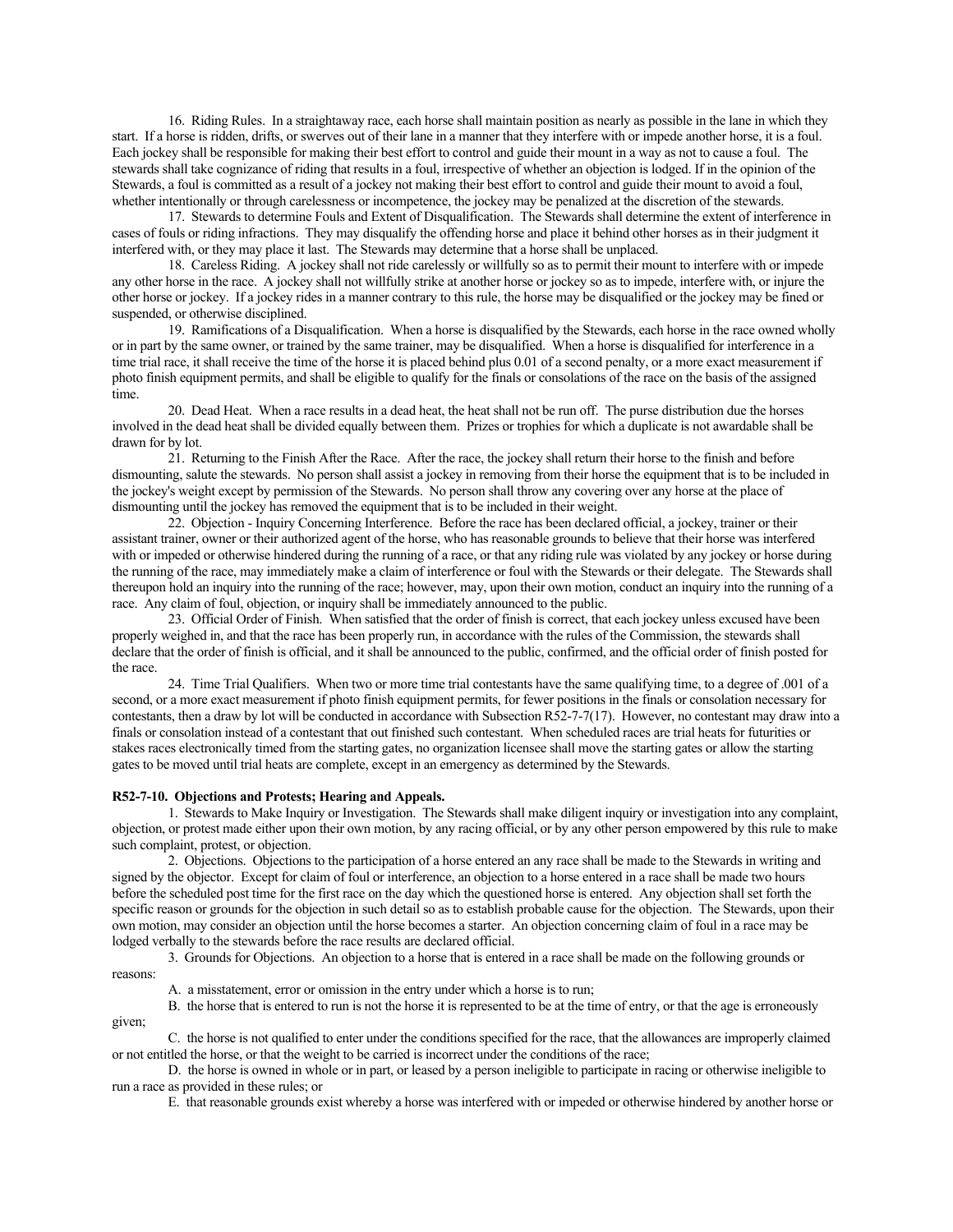16. Riding Rules. In a straightaway race, each horse shall maintain position as nearly as possible in the lane in which they start. If a horse is ridden, drifts, or swerves out of their lane in a manner that they interfere with or impede another horse, it is a foul. Each jockey shall be responsible for making their best effort to control and guide their mount in a way as not to cause a foul. The stewards shall take cognizance of riding that results in a foul, irrespective of whether an objection is lodged. If in the opinion of the Stewards, a foul is committed as a result of a jockey not making their best effort to control and guide their mount to avoid a foul, whether intentionally or through carelessness or incompetence, the jockey may be penalized at the discretion of the stewards.

17. Stewards to determine Fouls and Extent of Disqualification. The Stewards shall determine the extent of interference in cases of fouls or riding infractions. They may disqualify the offending horse and place it behind other horses as in their judgment it interfered with, or they may place it last. The Stewards may determine that a horse shall be unplaced.

18. Careless Riding. A jockey shall not ride carelessly or willfully so as to permit their mount to interfere with or impede any other horse in the race. A jockey shall not willfully strike at another horse or jockey so as to impede, interfere with, or injure the other horse or jockey. If a jockey rides in a manner contrary to this rule, the horse may be disqualified or the jockey may be fined or suspended, or otherwise disciplined.

19. Ramifications of a Disqualification. When a horse is disqualified by the Stewards, each horse in the race owned wholly or in part by the same owner, or trained by the same trainer, may be disqualified. When a horse is disqualified for interference in a time trial race, it shall receive the time of the horse it is placed behind plus 0.01 of a second penalty, or a more exact measurement if photo finish equipment permits, and shall be eligible to qualify for the finals or consolations of the race on the basis of the assigned time.

20. Dead Heat. When a race results in a dead heat, the heat shall not be run off. The purse distribution due the horses involved in the dead heat shall be divided equally between them. Prizes or trophies for which a duplicate is not awardable shall be drawn for by lot.

21. Returning to the Finish After the Race. After the race, the jockey shall return their horse to the finish and before dismounting, salute the stewards. No person shall assist a jockey in removing from their horse the equipment that is to be included in the jockey's weight except by permission of the Stewards. No person shall throw any covering over any horse at the place of dismounting until the jockey has removed the equipment that is to be included in their weight.

22. Objection - Inquiry Concerning Interference. Before the race has been declared official, a jockey, trainer or their assistant trainer, owner or their authorized agent of the horse, who has reasonable grounds to believe that their horse was interfered with or impeded or otherwise hindered during the running of a race, or that any riding rule was violated by any jockey or horse during the running of the race, may immediately make a claim of interference or foul with the Stewards or their delegate. The Stewards shall thereupon hold an inquiry into the running of the race; however, may, upon their own motion, conduct an inquiry into the running of a race. Any claim of foul, objection, or inquiry shall be immediately announced to the public.

23. Official Order of Finish. When satisfied that the order of finish is correct, that each jockey unless excused have been properly weighed in, and that the race has been properly run, in accordance with the rules of the Commission, the stewards shall declare that the order of finish is official, and it shall be announced to the public, confirmed, and the official order of finish posted for the race.

24. Time Trial Qualifiers. When two or more time trial contestants have the same qualifying time, to a degree of .001 of a second, or a more exact measurement if photo finish equipment permits, for fewer positions in the finals or consolation necessary for contestants, then a draw by lot will be conducted in accordance with Subsection R52-7-7(17). However, no contestant may draw into a finals or consolation instead of a contestant that out finished such contestant. When scheduled races are trial heats for futurities or stakes races electronically timed from the starting gates, no organization licensee shall move the starting gates or allow the starting gates to be moved until trial heats are complete, except in an emergency as determined by the Stewards.

**R52-7-10. Objections and Protests; Hearing and Appeals.**

1. Stewards to Make Inquiry or Investigation. The Stewards shall make diligent inquiry or investigation into any complaint, objection, or protest made either upon their own motion, by any racing official, or by any other person empowered by this rule to make such complaint, protest, or objection.

2. Objections. Objections to the participation of a horse entered an any race shall be made to the Stewards in writing and signed by the objector. Except for claim of foul or interference, an objection to a horse entered in a race shall be made two hours before the scheduled post time for the first race on the day which the questioned horse is entered. Any objection shall set forth the specific reason or grounds for the objection in such detail so as to establish probable cause for the objection. The Stewards, upon their own motion, may consider an objection until the horse becomes a starter. An objection concerning claim of foul in a race may be lodged verbally to the stewards before the race results are declared official.

3. Grounds for Objections. An objection to a horse that is entered in a race shall be made on the following grounds or reasons:

A. a misstatement, error or omission in the entry under which a horse is to run;

B. the horse that is entered to run is not the horse it is represented to be at the time of entry, or that the age is erroneously given;

C. the horse is not qualified to enter under the conditions specified for the race, that the allowances are improperly claimed or not entitled the horse, or that the weight to be carried is incorrect under the conditions of the race;

D. the horse is owned in whole or in part, or leased by a person ineligible to participate in racing or otherwise ineligible to run a race as provided in these rules; or

E. that reasonable grounds exist whereby a horse was interfered with or impeded or otherwise hindered by another horse or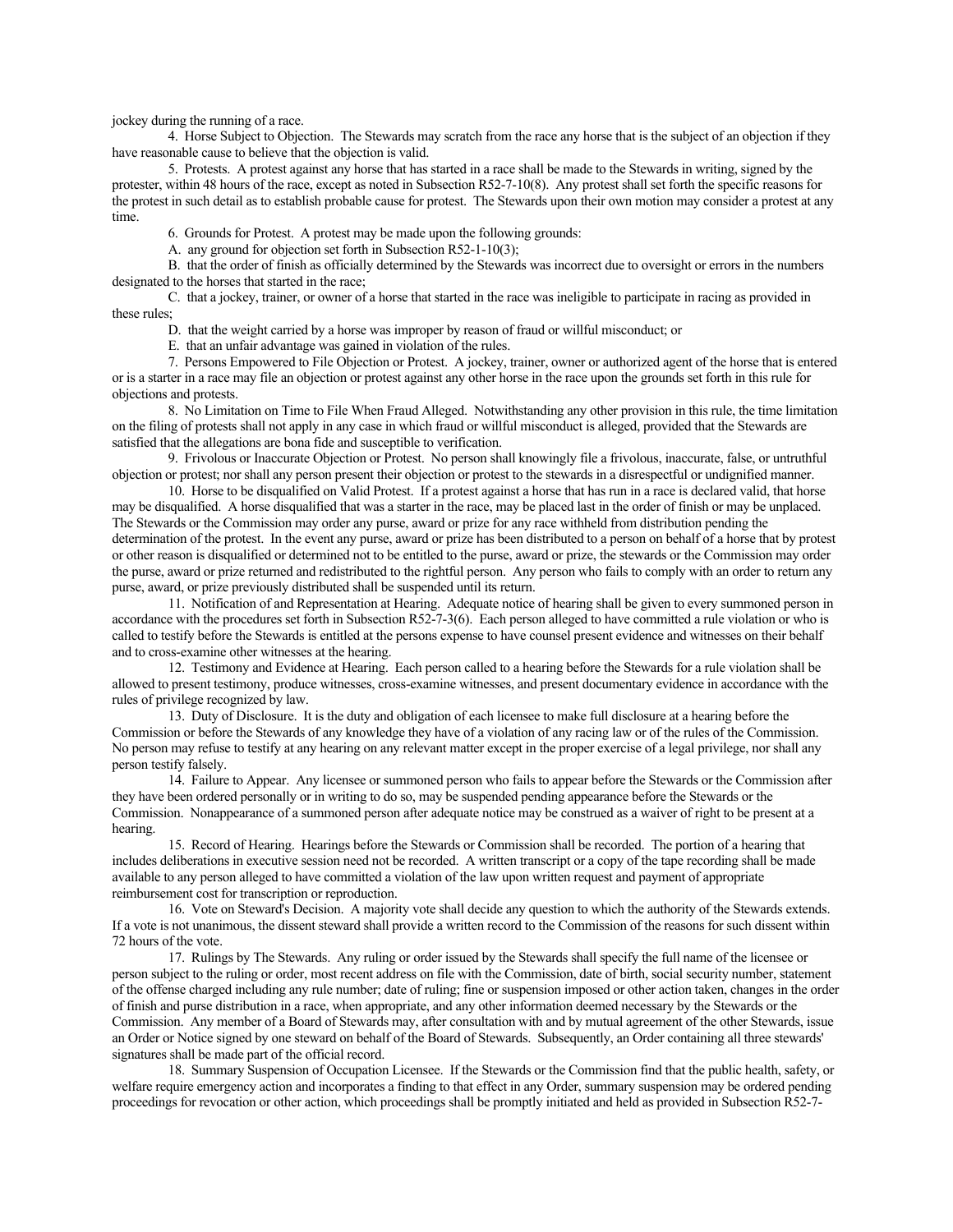jockey during the running of a race.

4. Horse Subject to Objection. The Stewards may scratch from the race any horse that is the subject of an objection if they have reasonable cause to believe that the objection is valid.

5. Protests. A protest against any horse that has started in a race shall be made to the Stewards in writing, signed by the protester, within 48 hours of the race, except as noted in Subsection R52-7-10(8). Any protest shall set forth the specific reasons for the protest in such detail as to establish probable cause for protest. The Stewards upon their own motion may consider a protest at any time.

6. Grounds for Protest. A protest may be made upon the following grounds:

A. any ground for objection set forth in Subsection R52-1-10(3);

B. that the order of finish as officially determined by the Stewards was incorrect due to oversight or errors in the numbers designated to the horses that started in the race;

C. that a jockey, trainer, or owner of a horse that started in the race was ineligible to participate in racing as provided in these rules;

D. that the weight carried by a horse was improper by reason of fraud or willful misconduct; or

E. that an unfair advantage was gained in violation of the rules.

7. Persons Empowered to File Objection or Protest. A jockey, trainer, owner or authorized agent of the horse that is entered or is a starter in a race may file an objection or protest against any other horse in the race upon the grounds set forth in this rule for objections and protests.

8. No Limitation on Time to File When Fraud Alleged. Notwithstanding any other provision in this rule, the time limitation on the filing of protests shall not apply in any case in which fraud or willful misconduct is alleged, provided that the Stewards are satisfied that the allegations are bona fide and susceptible to verification.

9. Frivolous or Inaccurate Objection or Protest. No person shall knowingly file a frivolous, inaccurate, false, or untruthful objection or protest; nor shall any person present their objection or protest to the stewards in a disrespectful or undignified manner.

10. Horse to be Disqualified on Valid Protest. If a protest against a horse that has run in a race is declared valid, that horse may be disqualified. A horse disqualified that was a starter in the race, may be placed last in the order of finish or may be unplaced. The Stewards or the Commission may order any purse, award or prize for any race withheld from distribution pending the determination of the protest. In the event any purse, award or prize has been distributed to a person on behalf of a horse that by protest or other reason is disqualified or determined not to be entitled to the purse, award or prize, the stewards or the Commission may order the purse, award or prize returned and redistributed to the rightful person. Any person who fails to comply with an order to return any purse, award, or prize previously distributed shall be suspended until its return.

11. Notification of and Representation at Hearing. Adequate notice of hearing shall be given to every summoned person in accordance with the procedures set forth in Subsection R52-7-3(6). Each person alleged to have committed a rule violation or who is called to testify before the Stewards is entitled at the persons expense to have counsel present evidence and witnesses on their behalf and to cross-examine other witnesses at the hearing.

12. Testimony and Evidence at Hearing. Each person called to a hearing before the Stewards for a rule violation shall be allowed to present testimony, produce witnesses, cross-examine witnesses, and present documentary evidence in accordance with the rules of privilege recognized by law.

13. Duty of Disclosure. It is the duty and obligation of each licensee to make full disclosure at a hearing before the Commission or before the Stewards of any knowledge they have of a violation of any racing law or of the rules of the Commission. No person may refuse to testify at any hearing on any relevant matter except in the proper exercise of a legal privilege, nor shall any person testify falsely.

14. Failure to Appear. Any licensee or summoned person who fails to appear before the Stewards or the Commission after they have been ordered personally or in writing to do so, may be suspended pending appearance before the Stewards or the Commission. Nonappearance of a summoned person after adequate notice may be construed as a waiver of right to be present at a hearing.

15. Record of Hearing. Hearings before the Stewards or Commission shall be recorded. The portion of a hearing that includes deliberations in executive session need not be recorded. A written transcript or a copy of the tape recording shall be made available to any person alleged to have committed a violation of the law upon written request and payment of appropriate reimbursement cost for transcription or reproduction.

16. Vote on Steward's Decision. A majority vote shall decide any question to which the authority of the Stewards extends. If a vote is not unanimous, the dissent steward shall provide a written record to the Commission of the reasons for such dissent within 72 hours of the vote.

17. Rulings by The Stewards. Any ruling or order issued by the Stewards shall specify the full name of the licensee or person subject to the ruling or order, most recent address on file with the Commission, date of birth, social security number, statement of the offense charged including any rule number; date of ruling; fine or suspension imposed or other action taken, changes in the order of finish and purse distribution in a race, when appropriate, and any other information deemed necessary by the Stewards or the Commission. Any member of a Board of Stewards may, after consultation with and by mutual agreement of the other Stewards, issue an Order or Notice signed by one steward on behalf of the Board of Stewards. Subsequently, an Order containing all three stewards' signatures shall be made part of the official record.

18. Summary Suspension of Occupation Licensee. If the Stewards or the Commission find that the public health, safety, or welfare require emergency action and incorporates a finding to that effect in any Order, summary suspension may be ordered pending proceedings for revocation or other action, which proceedings shall be promptly initiated and held as provided in Subsection R52-7-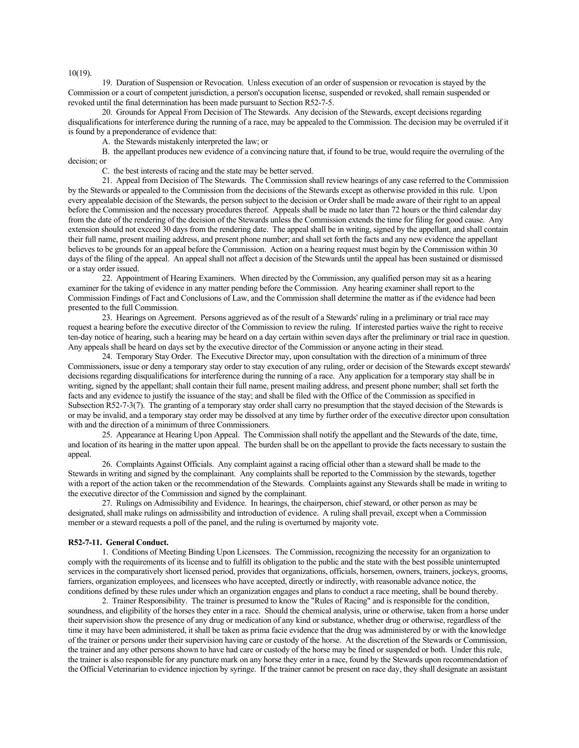10(19).

19. Duration of Suspension or Revocation. Unless execution of an order of suspension or revocation is stayed by the Commission or a court of competent jurisdiction, a person's occupation license, suspended or revoked, shall remain suspended or revoked until the final determination has been made pursuant to Section R52-7-5.

20. Grounds for Appeal From Decision of The Stewards. Any decision of the Stewards, except decisions regarding disqualifications for interference during the running of a race, may be appealed to the Commission. The decision may be overruled if it is found by a preponderance of evidence that:

A. the Stewards mistakenly interpreted the law; or

B. the appellant produces new evidence of a convincing nature that, if found to be true, would require the overruling of the decision; or

C. the best interests of racing and the state may be better served.

21. Appeal from Decision of The Stewards. The Commission shall review hearings of any case referred to the Commission by the Stewards or appealed to the Commission from the decisions of the Stewards except as otherwise provided in this rule. Upon every appealable decision of the Stewards, the person subject to the decision or Order shall be made aware of their right to an appeal before the Commission and the necessary procedures thereof. Appeals shall be made no later than 72 hours or the third calendar day from the date of the rendering of the decision of the Stewards unless the Commission extends the time for filing for good cause. Any extension should not exceed 30 days from the rendering date. The appeal shall be in writing, signed by the appellant, and shall contain their full name, present mailing address, and present phone number; and shall set forth the facts and any new evidence the appellant believes to be grounds for an appeal before the Commission. Action on a hearing request must begin by the Commission within 30 days of the filing of the appeal. An appeal shall not affect a decision of the Stewards until the appeal has been sustained or dismissed or a stay order issued.

22. Appointment of Hearing Examiners. When directed by the Commission, any qualified person may sit as a hearing examiner for the taking of evidence in any matter pending before the Commission. Any hearing examiner shall report to the Commission Findings of Fact and Conclusions of Law, and the Commission shall determine the matter as if the evidence had been presented to the full Commission.

23. Hearings on Agreement. Persons aggrieved as of the result of a Stewards' ruling in a preliminary or trial race may request a hearing before the executive director of the Commission to review the ruling. If interested parties waive the right to receive ten-day notice of hearing, such a hearing may be heard on a day certain within seven days after the preliminary or trial race in question. Any appeals shall be heard on days set by the executive director of the Commission or anyone acting in their stead.

24. Temporary Stay Order. The Executive Director may, upon consultation with the direction of a minimum of three Commissioners, issue or deny a temporary stay order to stay execution of any ruling, order or decision of the Stewards except stewards' decisions regarding disqualifications for interference during the running of a race. Any application for a temporary stay shall be in writing, signed by the appellant; shall contain their full name, present mailing address, and present phone number; shall set forth the facts and any evidence to justify the issuance of the stay; and shall be filed with the Office of the Commission as specified in Subsection R52-7-3(7). The granting of a temporary stay order shall carry no presumption that the stayed decision of the Stewards is or may be invalid, and a temporary stay order may be dissolved at any time by further order of the executive director upon consultation with and the direction of a minimum of three Commissioners.

25. Appearance at Hearing Upon Appeal. The Commission shall notify the appellant and the Stewards of the date, time, and location of its hearing in the matter upon appeal. The burden shall be on the appellant to provide the facts necessary to sustain the appeal.

26. Complaints Against Officials. Any complaint against a racing official other than a steward shall be made to the Stewards in writing and signed by the complainant. Any complaints shall be reported to the Commission by the stewards, together with a report of the action taken or the recommendation of the Stewards. Complaints against any Stewards shall be made in writing to the executive director of the Commission and signed by the complainant.

27. Rulings on Admissibility and Evidence. In hearings, the chairperson, chief steward, or other person as may be designated, shall make rulings on admissibility and introduction of evidence. A ruling shall prevail, except when a Commission member or a steward requests a poll of the panel, and the ruling is overturned by majority vote.

**R52-7-11. General Conduct.**

1. Conditions of Meeting Binding Upon Licensees. The Commission, recognizing the necessity for an organization to comply with the requirements of its license and to fulfill its obligation to the public and the state with the best possible uninterrupted services in the comparatively short licensed period, provides that organizations, officials, horsemen, owners, trainers, jockeys, grooms, farriers, organization employees, and licensees who have accepted, directly or indirectly, with reasonable advance notice, the conditions defined by these rules under which an organization engages and plans to conduct a race meeting, shall be bound thereby.

2. Trainer Responsibility. The trainer is presumed to know the "Rules of Racing" and is responsible for the condition, soundness, and eligibility of the horses they enter in a race. Should the chemical analysis, urine or otherwise, taken from a horse under their supervision show the presence of any drug or medication of any kind or substance, whether drug or otherwise, regardless of the time it may have been administered, it shall be taken as prima facie evidence that the drug was administered by or with the knowledge of the trainer or persons under their supervision having care or custody of the horse. At the discretion of the Stewards or Commission, the trainer and any other persons shown to have had care or custody of the horse may be fined or suspended or both. Under this rule, the trainer is also responsible for any puncture mark on any horse they enter in a race, found by the Stewards upon recommendation of the Official Veterinarian to evidence injection by syringe. If the trainer cannot be present on race day, they shall designate an assistant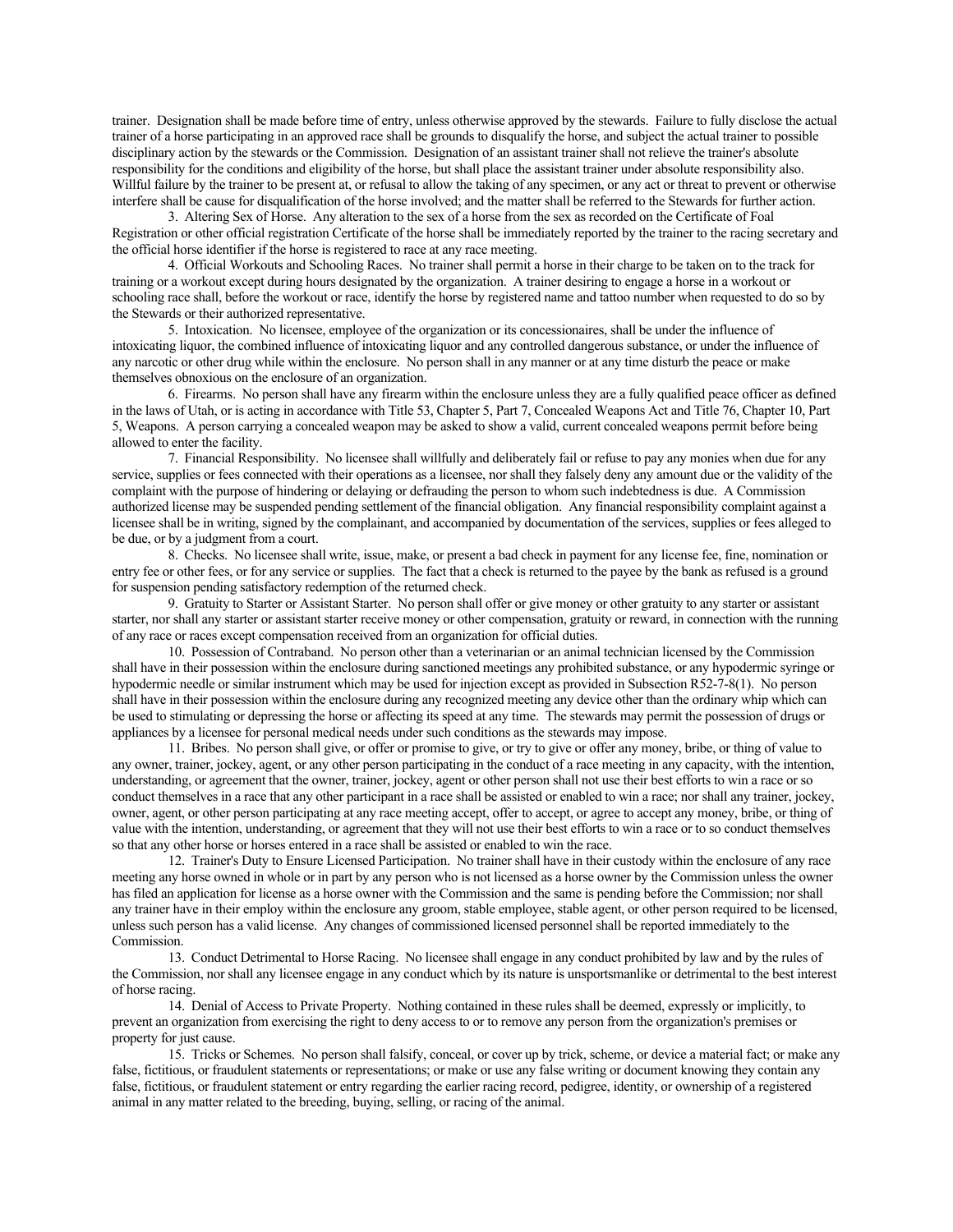trainer. Designation shall be made before time of entry, unless otherwise approved by the stewards. Failure to fully disclose the actual trainer of a horse participating in an approved race shall be grounds to disqualify the horse, and subject the actual trainer to possible disciplinary action by the stewards or the Commission. Designation of an assistant trainer shall not relieve the trainer's absolute responsibility for the conditions and eligibility of the horse, but shall place the assistant trainer under absolute responsibility also. Willful failure by the trainer to be present at, or refusal to allow the taking of any specimen, or any act or threat to prevent or otherwise interfere shall be cause for disqualification of the horse involved; and the matter shall be referred to the Stewards for further action.

3. Altering Sex of Horse. Any alteration to the sex of a horse from the sex as recorded on the Certificate of Foal Registration or other official registration Certificate of the horse shall be immediately reported by the trainer to the racing secretary and the official horse identifier if the horse is registered to race at any race meeting.

4. Official Workouts and Schooling Races. No trainer shall permit a horse in their charge to be taken on to the track for training or a workout except during hours designated by the organization. A trainer desiring to engage a horse in a workout or schooling race shall, before the workout or race, identify the horse by registered name and tattoo number when requested to do so by the Stewards or their authorized representative.

5. Intoxication. No licensee, employee of the organization or its concessionaires, shall be under the influence of intoxicating liquor, the combined influence of intoxicating liquor and any controlled dangerous substance, or under the influence of any narcotic or other drug while within the enclosure. No person shall in any manner or at any time disturb the peace or make themselves obnoxious on the enclosure of an organization.

6. Firearms. No person shall have any firearm within the enclosure unless they are a fully qualified peace officer as defined in the laws of Utah, or is acting in accordance with Title 53, Chapter 5, Part 7, Concealed Weapons Act and Title 76, Chapter 10, Part 5, Weapons. A person carrying a concealed weapon may be asked to show a valid, current concealed weapons permit before being allowed to enter the facility.

7. Financial Responsibility. No licensee shall willfully and deliberately fail or refuse to pay any monies when due for any service, supplies or fees connected with their operations as a licensee, nor shall they falsely deny any amount due or the validity of the complaint with the purpose of hindering or delaying or defrauding the person to whom such indebtedness is due. A Commission authorized license may be suspended pending settlement of the financial obligation. Any financial responsibility complaint against a licensee shall be in writing, signed by the complainant, and accompanied by documentation of the services, supplies or fees alleged to be due, or by a judgment from a court.

8. Checks. No licensee shall write, issue, make, or present a bad check in payment for any license fee, fine, nomination or entry fee or other fees, or for any service or supplies. The fact that a check is returned to the payee by the bank as refused is a ground for suspension pending satisfactory redemption of the returned check.

9. Gratuity to Starter or Assistant Starter. No person shall offer or give money or other gratuity to any starter or assistant starter, nor shall any starter or assistant starter receive money or other compensation, gratuity or reward, in connection with the running of any race or races except compensation received from an organization for official duties.

10. Possession of Contraband. No person other than a veterinarian or an animal technician licensed by the Commission shall have in their possession within the enclosure during sanctioned meetings any prohibited substance, or any hypodermic syringe or hypodermic needle or similar instrument which may be used for injection except as provided in Subsection R52-7-8(1). No person shall have in their possession within the enclosure during any recognized meeting any device other than the ordinary whip which can be used to stimulating or depressing the horse or affecting its speed at any time. The stewards may permit the possession of drugs or appliances by a licensee for personal medical needs under such conditions as the stewards may impose.

11. Bribes. No person shall give, or offer or promise to give, or try to give or offer any money, bribe, or thing of value to any owner, trainer, jockey, agent, or any other person participating in the conduct of a race meeting in any capacity, with the intention, understanding, or agreement that the owner, trainer, jockey, agent or other person shall not use their best efforts to win a race or so conduct themselves in a race that any other participant in a race shall be assisted or enabled to win a race; nor shall any trainer, jockey, owner, agent, or other person participating at any race meeting accept, offer to accept, or agree to accept any money, bribe, or thing of value with the intention, understanding, or agreement that they will not use their best efforts to win a race or to so conduct themselves so that any other horse or horses entered in a race shall be assisted or enabled to win the race.

12. Trainer's Duty to Ensure Licensed Participation. No trainer shall have in their custody within the enclosure of any race meeting any horse owned in whole or in part by any person who is not licensed as a horse owner by the Commission unless the owner has filed an application for license as a horse owner with the Commission and the same is pending before the Commission; nor shall any trainer have in their employ within the enclosure any groom, stable employee, stable agent, or other person required to be licensed, unless such person has a valid license. Any changes of commissioned licensed personnel shall be reported immediately to the Commission.

13. Conduct Detrimental to Horse Racing. No licensee shall engage in any conduct prohibited by law and by the rules of the Commission, nor shall any licensee engage in any conduct which by its nature is unsportsmanlike or detrimental to the best interest of horse racing.

14. Denial of Access to Private Property. Nothing contained in these rules shall be deemed, expressly or implicitly, to prevent an organization from exercising the right to deny access to or to remove any person from the organization's premises or property for just cause.

15. Tricks or Schemes. No person shall falsify, conceal, or cover up by trick, scheme, or device a material fact; or make any false, fictitious, or fraudulent statements or representations; or make or use any false writing or document knowing they contain any false, fictitious, or fraudulent statement or entry regarding the earlier racing record, pedigree, identity, or ownership of a registered animal in any matter related to the breeding, buying, selling, or racing of the animal.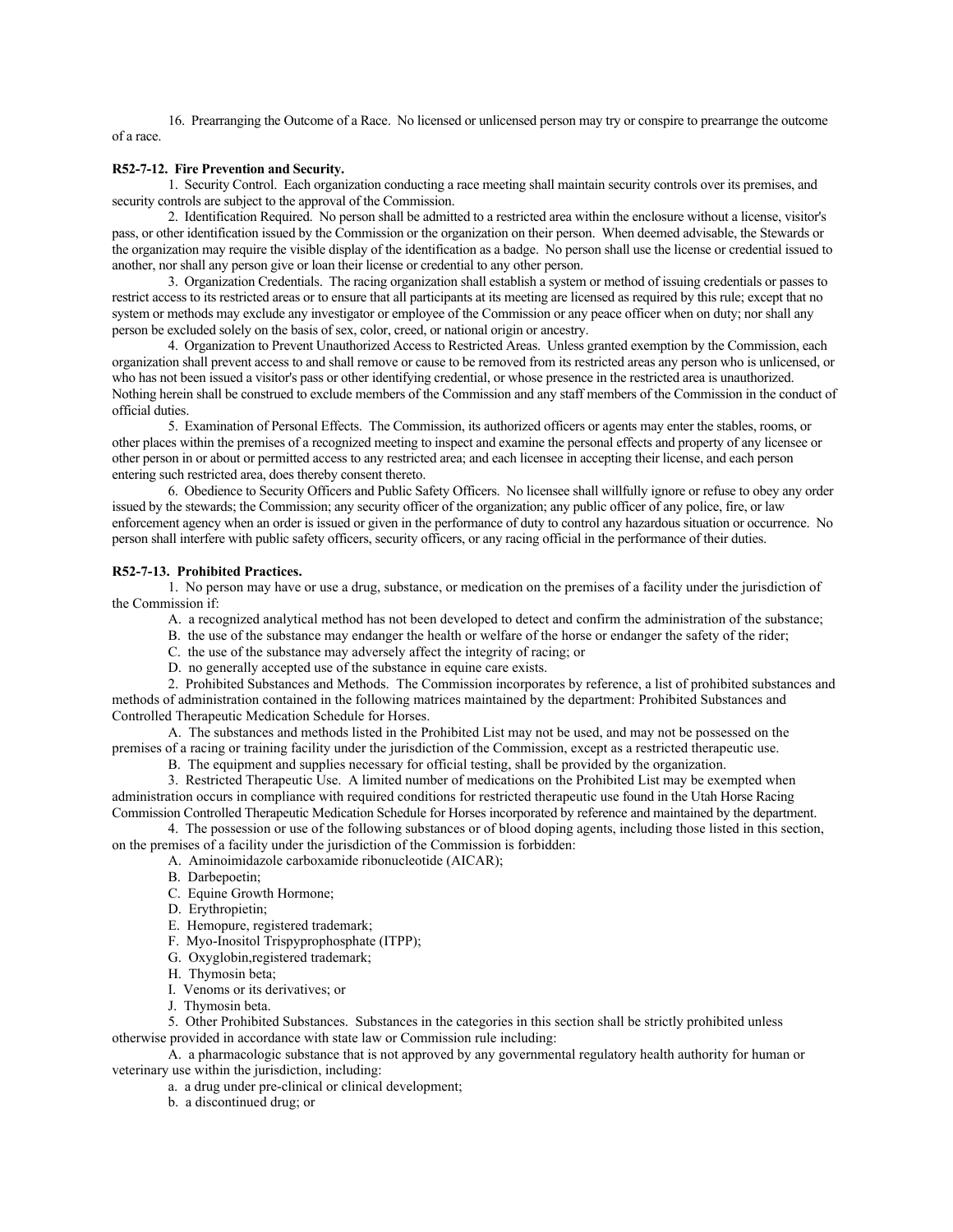16. Prearranging the Outcome of a Race. No licensed or unlicensed person may try or conspire to prearrange the outcome of a race.

**R52-7-12. Fire Prevention and Security.**

1. Security Control. Each organization conducting a race meeting shall maintain security controls over its premises, and security controls are subject to the approval of the Commission.

2. Identification Required. No person shall be admitted to a restricted area within the enclosure without a license, visitor's pass, or other identification issued by the Commission or the organization on their person. When deemed advisable, the Stewards or the organization may require the visible display of the identification as a badge. No person shall use the license or credential issued to another, nor shall any person give or loan their license or credential to any other person.

3. Organization Credentials. The racing organization shall establish a system or method of issuing credentials or passes to restrict access to its restricted areas or to ensure that all participants at its meeting are licensed as required by this rule; except that no system or methods may exclude any investigator or employee of the Commission or any peace officer when on duty; nor shall any person be excluded solely on the basis of sex, color, creed, or national origin or ancestry.

4. Organization to Prevent Unauthorized Access to Restricted Areas. Unless granted exemption by the Commission, each organization shall prevent access to and shall remove or cause to be removed from its restricted areas any person who is unlicensed, or who has not been issued a visitor's pass or other identifying credential, or whose presence in the restricted area is unauthorized. Nothing herein shall be construed to exclude members of the Commission and any staff members of the Commission in the conduct of official duties.

5. Examination of Personal Effects. The Commission, its authorized officers or agents may enter the stables, rooms, or other places within the premises of a recognized meeting to inspect and examine the personal effects and property of any licensee or other person in or about or permitted access to any restricted area; and each licensee in accepting their license, and each person entering such restricted area, does thereby consent thereto.

6. Obedience to Security Officers and Public Safety Officers. No licensee shall willfully ignore or refuse to obey any order issued by the stewards; the Commission; any security officer of the organization; any public officer of any police, fire, or law enforcement agency when an order is issued or given in the performance of duty to control any hazardous situation or occurrence. No person shall interfere with public safety officers, security officers, or any racing official in the performance of their duties.

**R52-7-13. Prohibited Practices.**

1. No person may have or use a drug, substance, or medication on the premises of a facility under the jurisdiction of the Commission if:

A. a recognized analytical method has not been developed to detect and confirm the administration of the substance;

B. the use of the substance may endanger the health or welfare of the horse or endanger the safety of the rider;

C. the use of the substance may adversely affect the integrity of racing; or

D. no generally accepted use of the substance in equine care exists.

2. Prohibited Substances and Methods. The Commission incorporates by reference, a list of prohibited substances and methods of administration contained in the following matrices maintained by the department: Prohibited Substances and Controlled Therapeutic Medication Schedule for Horses.

A. The substances and methods listed in the Prohibited List may not be used, and may not be possessed on the premises of a racing or training facility under the jurisdiction of the Commission, except as a restricted therapeutic use.

B. The equipment and supplies necessary for official testing, shall be provided by the organization.

3. Restricted Therapeutic Use. A limited number of medications on the Prohibited List may be exempted when administration occurs in compliance with required conditions for restricted therapeutic use found in the Utah Horse Racing Commission Controlled Therapeutic Medication Schedule for Horses incorporated by reference and maintained by the department.

4. The possession or use of the following substances or of blood doping agents, including those listed in this section, on the premises of a facility under the jurisdiction of the Commission is forbidden:

A. Aminoimidazole carboxamide ribonucleotide (AICAR);

B. Darbepoetin;

C. Equine Growth Hormone;

D. Erythropietin;

E. Hemopure, registered trademark;

F. Myo-Inositol Trispyprophosphate (ITPP);

G. Oxyglobin,registered trademark;

H. Thymosin beta;

I. Venoms or its derivatives; or

J. Thymosin beta.

5. Other Prohibited Substances. Substances in the categories in this section shall be strictly prohibited unless otherwise provided in accordance with state law or Commission rule including:

A. a pharmacologic substance that is not approved by any governmental regulatory health authority for human or veterinary use within the jurisdiction, including:

a. a drug under pre-clinical or clinical development;

b. a discontinued drug; or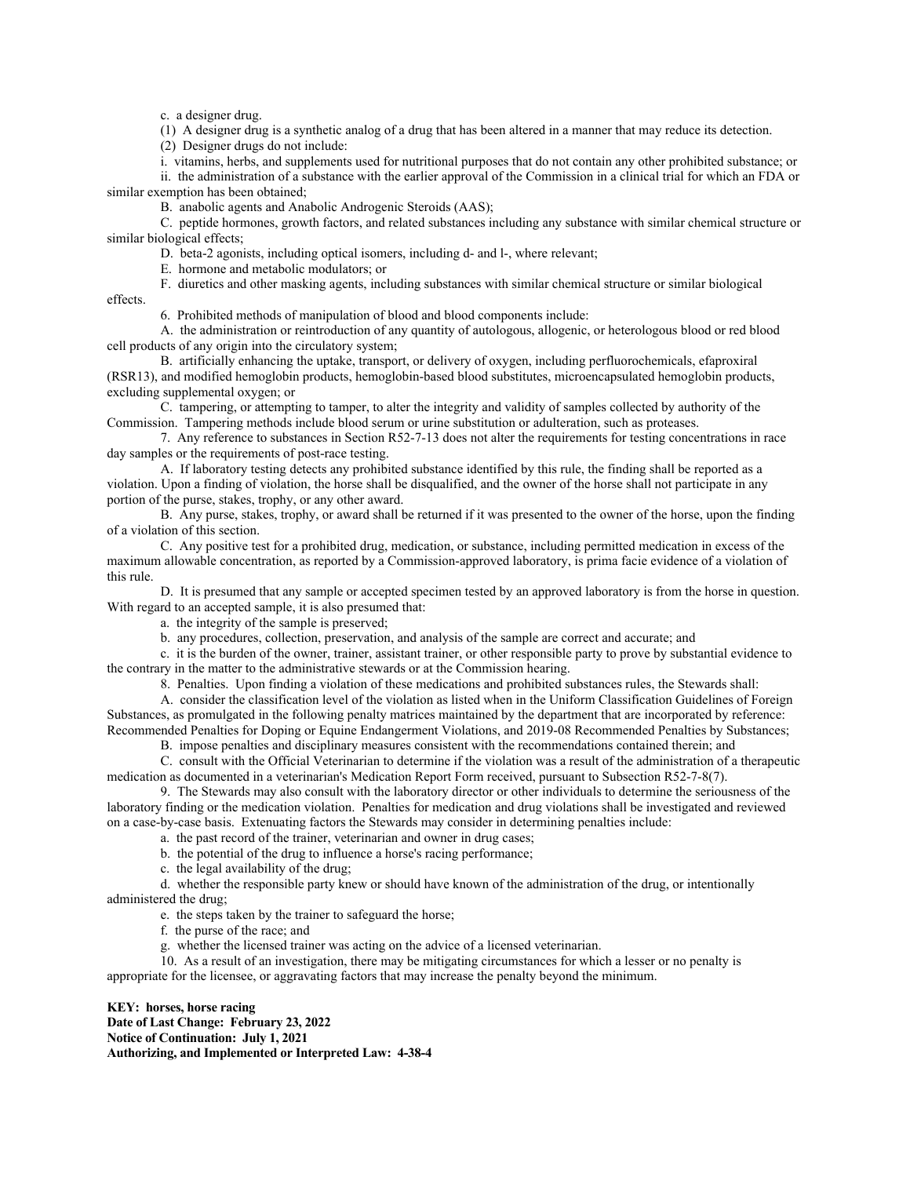c. a designer drug.

(1) A designer drug is a synthetic analog of a drug that has been altered in a manner that may reduce its detection.

(2) Designer drugs do not include:

i. vitamins, herbs, and supplements used for nutritional purposes that do not contain any other prohibited substance; or

ii. the administration of a substance with the earlier approval of the Commission in a clinical trial for which an FDA or similar exemption has been obtained;

B. anabolic agents and Anabolic Androgenic Steroids (AAS);

C. peptide hormones, growth factors, and related substances including any substance with similar chemical structure or similar biological effects;

D. beta-2 agonists, including optical isomers, including d- and l-, where relevant;

E. hormone and metabolic modulators; or

F. diuretics and other masking agents, including substances with similar chemical structure or similar biological effects.

6. Prohibited methods of manipulation of blood and blood components include:

A. the administration or reintroduction of any quantity of autologous, allogenic, or heterologous blood or red blood cell products of any origin into the circulatory system;

B. artificially enhancing the uptake, transport, or delivery of oxygen, including perfluorochemicals, efaproxiral (RSR13), and modified hemoglobin products, hemoglobin-based blood substitutes, microencapsulated hemoglobin products, excluding supplemental oxygen; or

C. tampering, or attempting to tamper, to alter the integrity and validity of samples collected by authority of the Commission. Tampering methods include blood serum or urine substitution or adulteration, such as proteases.

7. Any reference to substances in Section R52-7-13 does not alter the requirements for testing concentrations in race day samples or the requirements of post-race testing.

A. If laboratory testing detects any prohibited substance identified by this rule, the finding shall be reported as a violation. Upon a finding of violation, the horse shall be disqualified, and the owner of the horse shall not participate in any portion of the purse, stakes, trophy, or any other award.

B. Any purse, stakes, trophy, or award shall be returned if it was presented to the owner of the horse, upon the finding of a violation of this section.

C. Any positive test for a prohibited drug, medication, or substance, including permitted medication in excess of the maximum allowable concentration, as reported by a Commission-approved laboratory, is prima facie evidence of a violation of this rule.

D. It is presumed that any sample or accepted specimen tested by an approved laboratory is from the horse in question. With regard to an accepted sample, it is also presumed that:

a. the integrity of the sample is preserved;

b. any procedures, collection, preservation, and analysis of the sample are correct and accurate; and

c. it is the burden of the owner, trainer, assistant trainer, or other responsible party to prove by substantial evidence to the contrary in the matter to the administrative stewards or at the Commission hearing.

8. Penalties. Upon finding a violation of these medications and prohibited substances rules, the Stewards shall:

A. consider the classification level of the violation as listed when in the Uniform Classification Guidelines of Foreign Substances, as promulgated in the following penalty matrices maintained by the department that are incorporated by reference: Recommended Penalties for Doping or Equine Endangerment Violations, and 2019-08 Recommended Penalties by Substances;

B. impose penalties and disciplinary measures consistent with the recommendations contained therein; and

C. consult with the Official Veterinarian to determine if the violation was a result of the administration of a therapeutic medication as documented in a veterinarian's Medication Report Form received, pursuant to Subsection R52-7-8(7).

9. The Stewards may also consult with the laboratory director or other individuals to determine the seriousness of the laboratory finding or the medication violation. Penalties for medication and drug violations shall be investigated and reviewed on a case-by-case basis. Extenuating factors the Stewards may consider in determining penalties include:

a. the past record of the trainer, veterinarian and owner in drug cases;

b. the potential of the drug to influence a horse's racing performance;

c. the legal availability of the drug;

d. whether the responsible party knew or should have known of the administration of the drug, or intentionally administered the drug;

e. the steps taken by the trainer to safeguard the horse;

f. the purse of the race; and

g. whether the licensed trainer was acting on the advice of a licensed veterinarian.

10. As a result of an investigation, there may be mitigating circumstances for which a lesser or no penalty is appropriate for the licensee, or aggravating factors that may increase the penalty beyond the minimum.

**KEY: horses, horse racing**
**Date of Last Change: February 23, 2022**
**Notice of Continuation: July 1, 2021**
**Authorizing, and Implemented or Interpreted Law: 4-38-4**